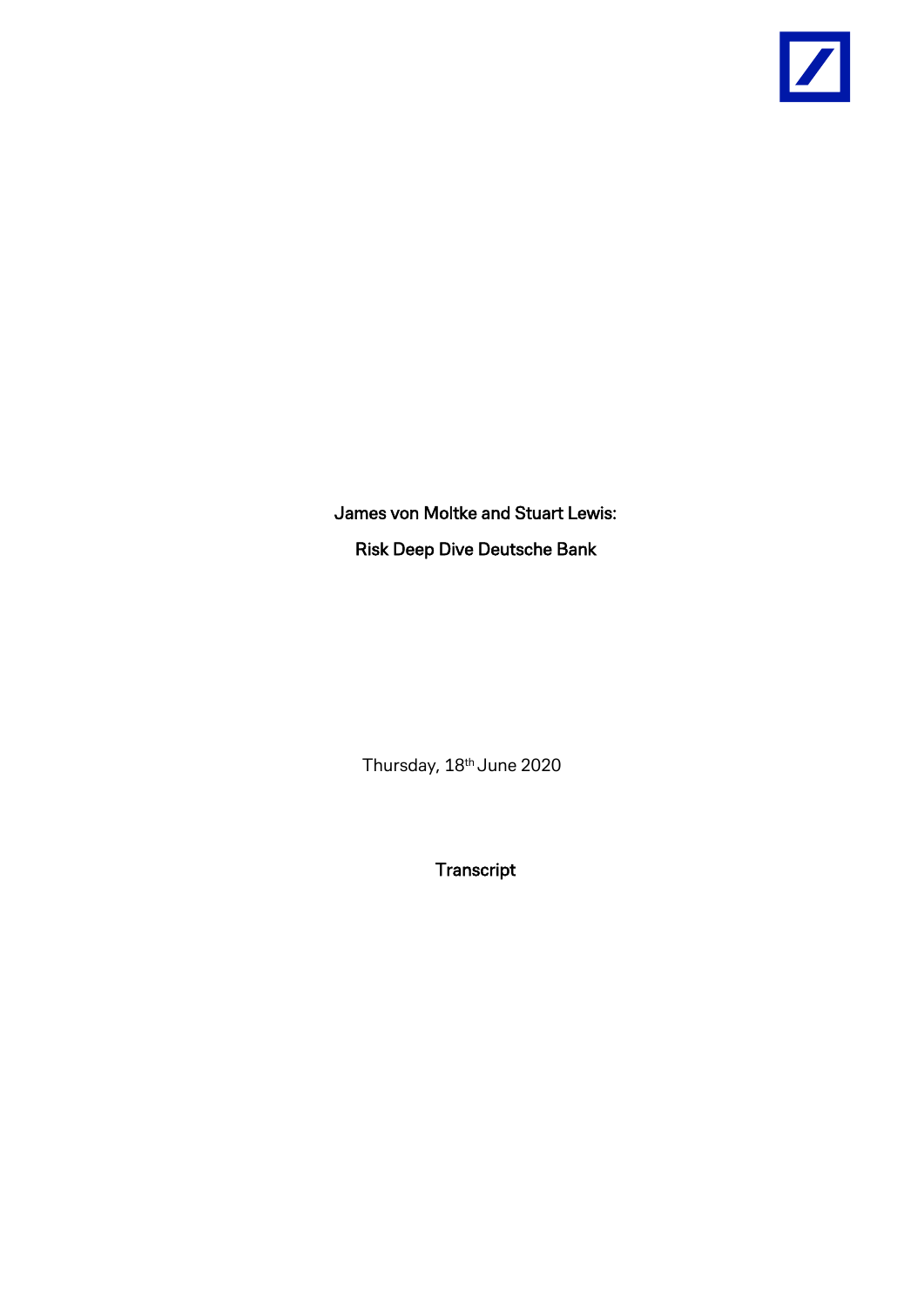# James von Moltke and Stuart Lewis:

## Risk Deep Dive Deutsche Bank

Thursday, 18th June 2020

Transcript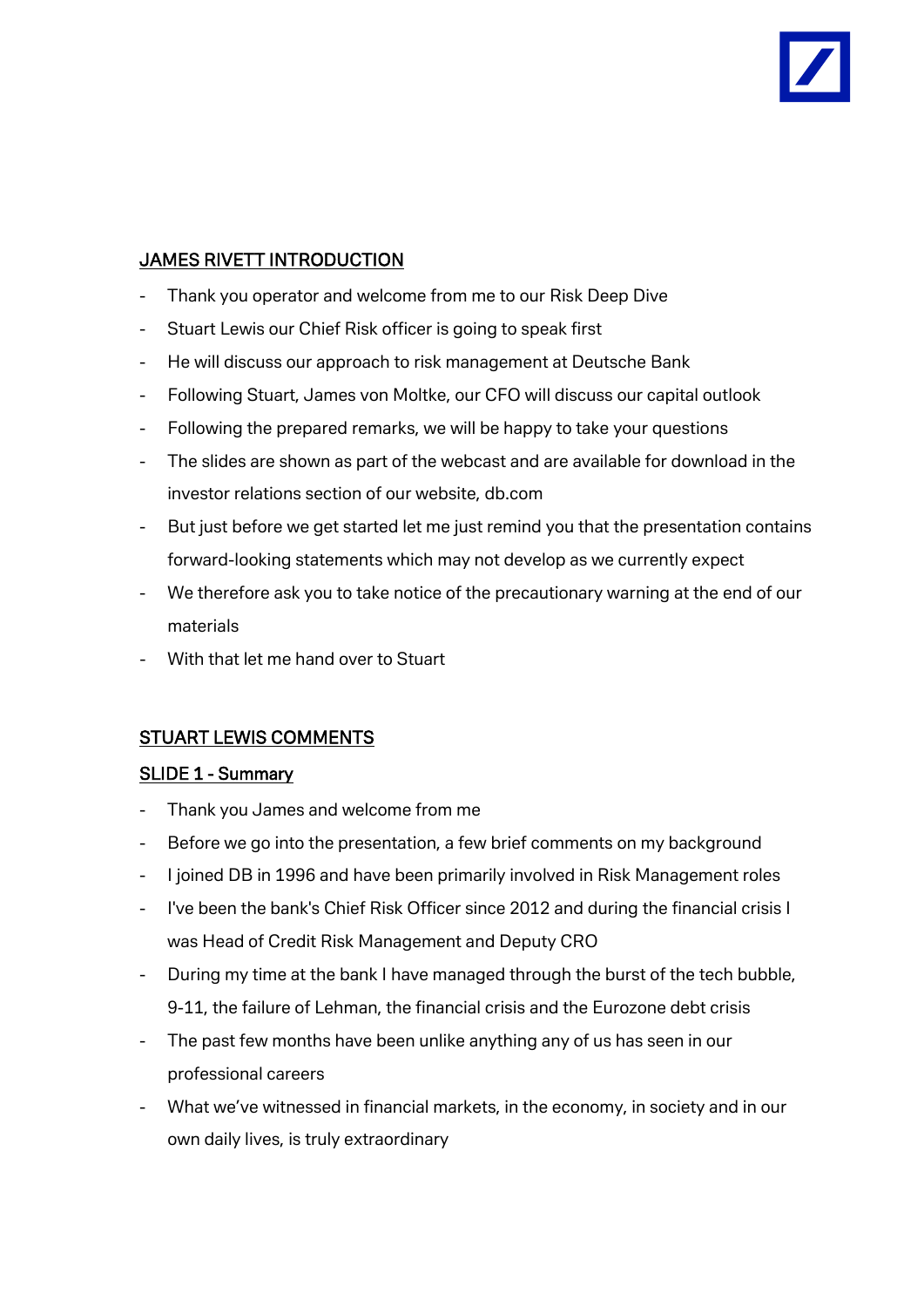## JAMES RIVETT INTRODUCTION

- Thank you operator and welcome from me to our Risk Deep Dive
- Stuart Lewis our Chief Risk officer is going to speak first
- He will discuss our approach to risk management at Deutsche Bank
- Following Stuart, James von Moltke, our CFO will discuss our capital outlook
- Following the prepared remarks, we will be happy to take your questions
- The slides are shown as part of the webcast and are available for download in the investor relations section of our website, db.com
- But just before we get started let me just remind you that the presentation contains forward-looking statements which may not develop as we currently expect
- We therefore ask you to take notice of the precautionary warning at the end of our materials
- With that let me hand over to Stuart

## STUART LEWIS COMMENTS

### SLIDE 1 - Summary

- Thank you James and welcome from me
- Before we go into the presentation, a few brief comments on my background
- I joined DB in 1996 and have been primarily involved in Risk Management roles
- I've been the bank's Chief Risk Officer since 2012 and during the financial crisis I was Head of Credit Risk Management and Deputy CRO
- During my time at the bank I have managed through the burst of the tech bubble, 9-11, the failure of Lehman, the financial crisis and the Eurozone debt crisis
- The past few months have been unlike anything any of us has seen in our professional careers
- What we've witnessed in financial markets, in the economy, in society and in our own daily lives, is truly extraordinary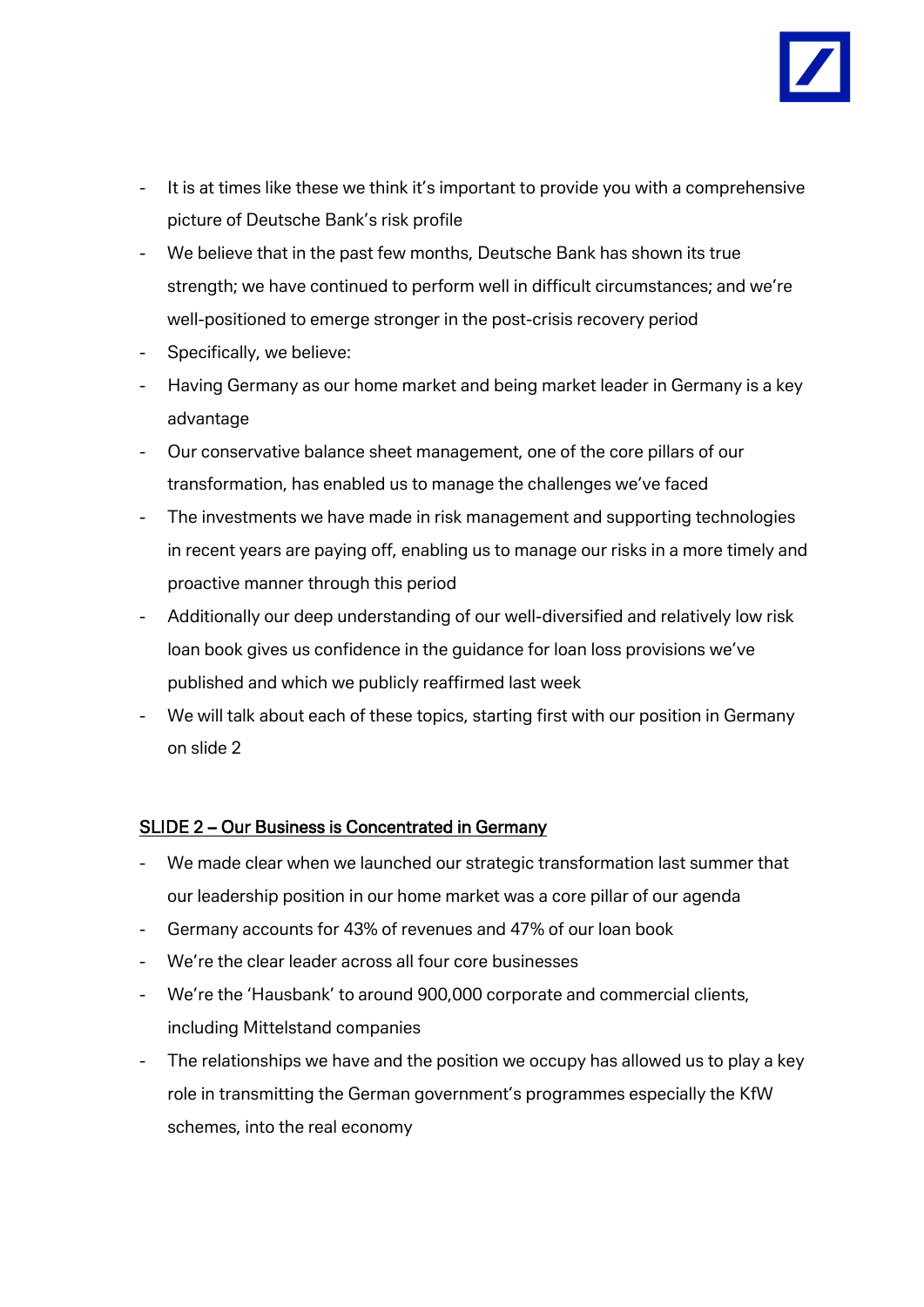- It is at times like these we think it's important to provide you with a comprehensive picture of Deutsche Bank's risk profile
- We believe that in the past few months, Deutsche Bank has shown its true strength; we have continued to perform well in difficult circumstances; and we're well-positioned to emerge stronger in the post-crisis recovery period
- Specifically, we believe:
- Having Germany as our home market and being market leader in Germany is a key advantage
- Our conservative balance sheet management, one of the core pillars of our transformation, has enabled us to manage the challenges we've faced
- The investments we have made in risk management and supporting technologies in recent years are paying off, enabling us to manage our risks in a more timely and proactive manner through this period
- Additionally our deep understanding of our well-diversified and relatively low risk loan book gives us confidence in the guidance for loan loss provisions we've published and which we publicly reaffirmed last week
- We will talk about each of these topics, starting first with our position in Germany on slide 2

## SLIDE 2 – Our Business is Concentrated in Germany

- We made clear when we launched our strategic transformation last summer that our leadership position in our home market was a core pillar of our agenda
- Germany accounts for 43% of revenues and 47% of our loan book
- We're the clear leader across all four core businesses
- We're the 'Hausbank' to around 900,000 corporate and commercial clients, including Mittelstand companies
- The relationships we have and the position we occupy has allowed us to play a key role in transmitting the German government's programmes especially the KfW schemes, into the real economy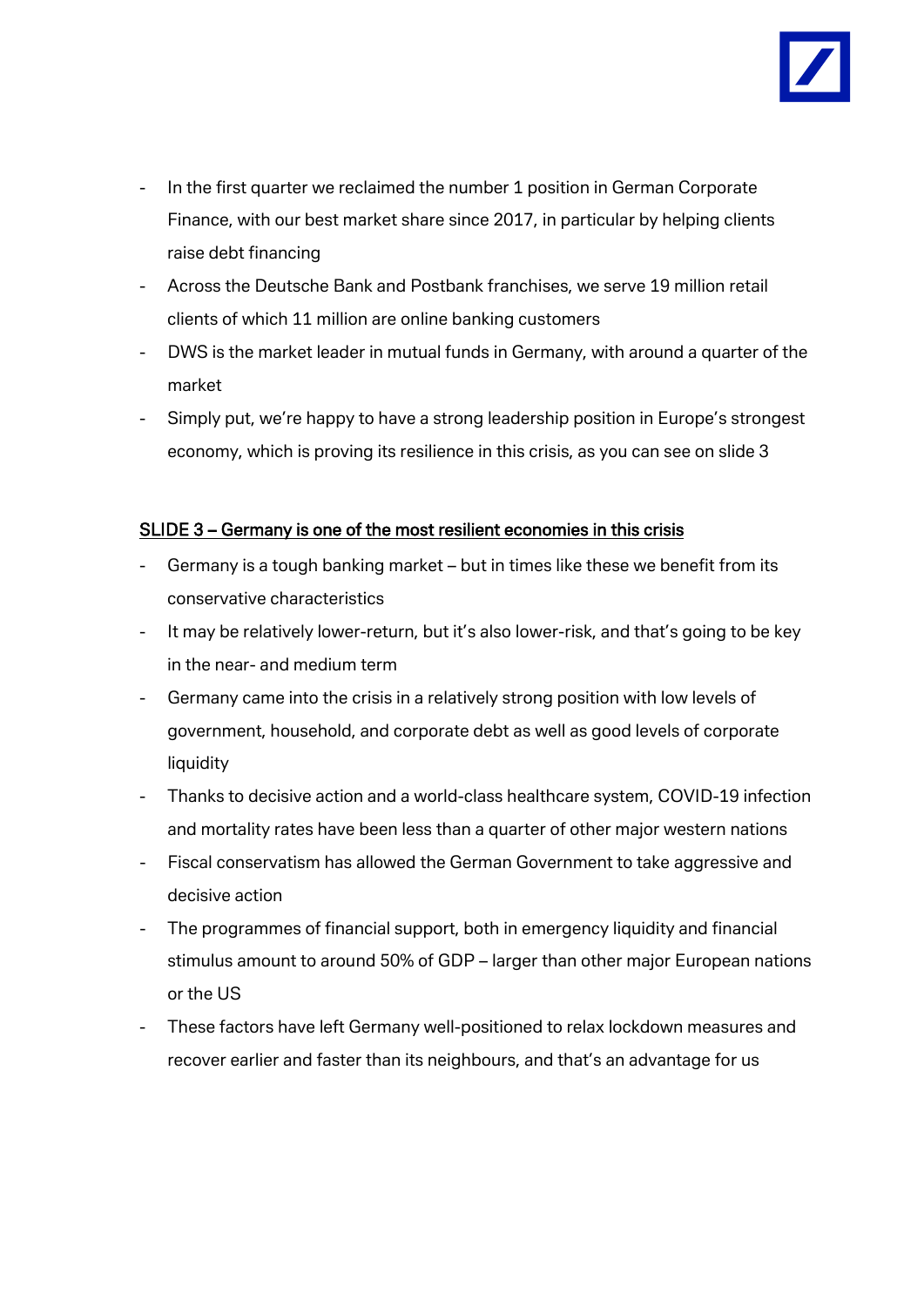- In the first quarter we reclaimed the number 1 position in German Corporate Finance, with our best market share since 2017, in particular by helping clients raise debt financing
- Across the Deutsche Bank and Postbank franchises, we serve 19 million retail clients of which 11 million are online banking customers
- DWS is the market leader in mutual funds in Germany, with around a quarter of the market
- Simply put, we're happy to have a strong leadership position in Europe's strongest economy, which is proving its resilience in this crisis, as you can see on slide 3

<u>SLIDE 3 – Germany is one of the most resilient economies in this crisis</u>

- Germany is a tough banking market – but in times like these we benefit from its conservative characteristics
- It may be relatively lower-return, but it's also lower-risk, and that's going to be key in the near- and medium term
- Germany came into the crisis in a relatively strong position with low levels of government, household, and corporate debt as well as good levels of corporate liquidity
- Thanks to decisive action and a world-class healthcare system, COVID-19 infection and mortality rates have been less than a quarter of other major western nations
- Fiscal conservatism has allowed the German Government to take aggressive and decisive action
- The programmes of financial support, both in emergency liquidity and financial stimulus amount to around 50% of GDP – larger than other major European nations or the US
- These factors have left Germany well-positioned to relax lockdown measures and recover earlier and faster than its neighbours, and that's an advantage for us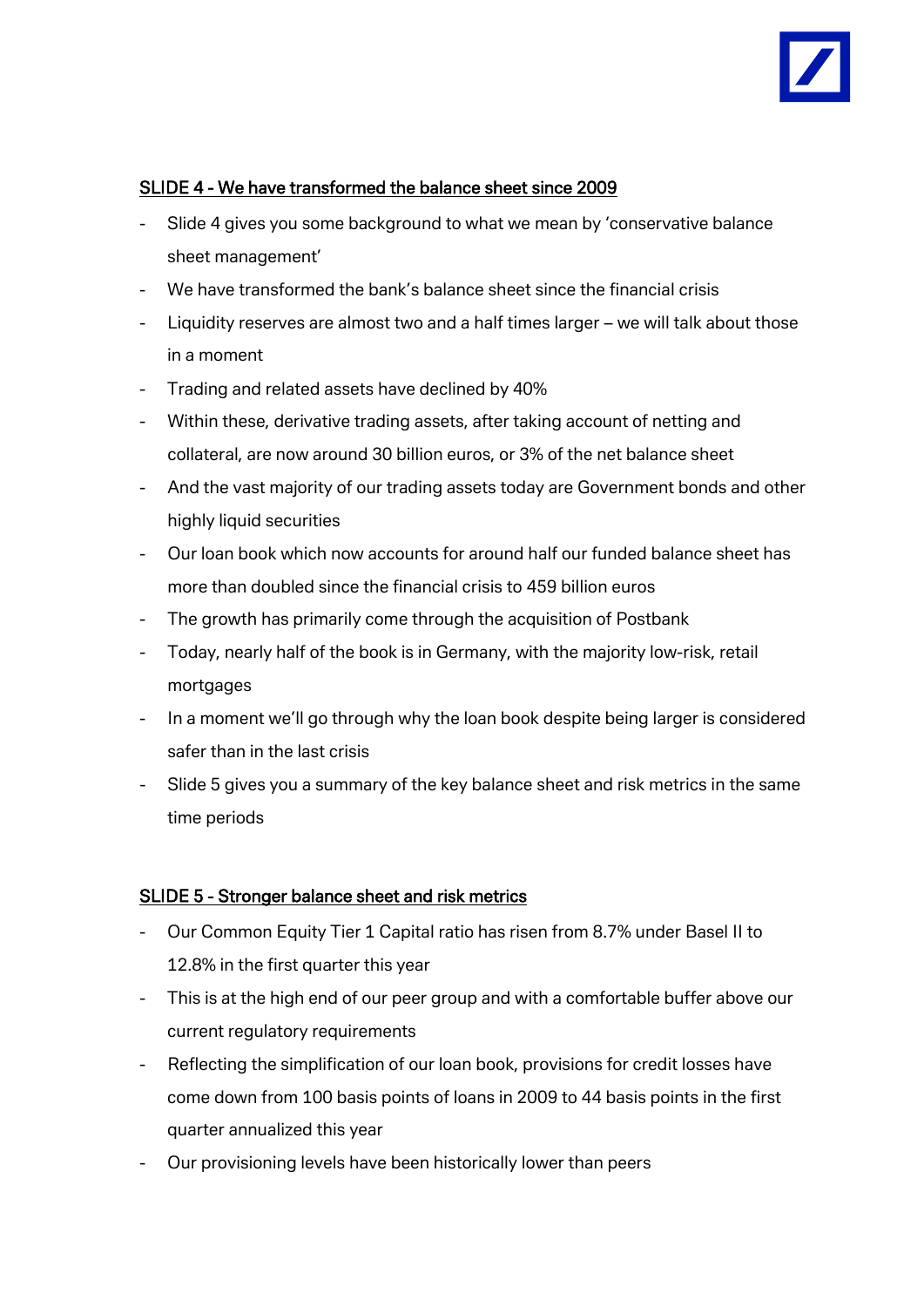## SLIDE 4 - We have transformed the balance sheet since 2009

- Slide 4 gives you some background to what we mean by 'conservative balance sheet management'
- We have transformed the bank's balance sheet since the financial crisis
- Liquidity reserves are almost two and a half times larger – we will talk about those in a moment
- Trading and related assets have declined by 40%
- Within these, derivative trading assets, after taking account of netting and collateral, are now around 30 billion euros, or 3% of the net balance sheet
- And the vast majority of our trading assets today are Government bonds and other highly liquid securities
- Our loan book which now accounts for around half our funded balance sheet has more than doubled since the financial crisis to 459 billion euros
- The growth has primarily come through the acquisition of Postbank
- Today, nearly half of the book is in Germany, with the majority low-risk, retail mortgages
- In a moment we'll go through why the loan book despite being larger is considered safer than in the last crisis
- Slide 5 gives you a summary of the key balance sheet and risk metrics in the same time periods

## SLIDE 5 - Stronger balance sheet and risk metrics

- Our Common Equity Tier 1 Capital ratio has risen from 8.7% under Basel II to 12.8% in the first quarter this year
- This is at the high end of our peer group and with a comfortable buffer above our current regulatory requirements
- Reflecting the simplification of our loan book, provisions for credit losses have come down from 100 basis points of loans in 2009 to 44 basis points in the first quarter annualized this year
- Our provisioning levels have been historically lower than peers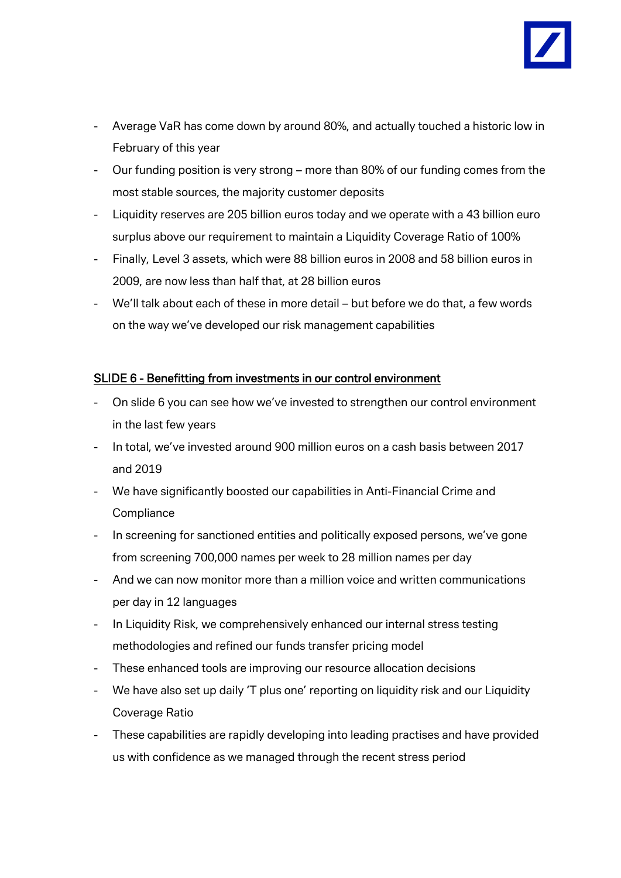- Average VaR has come down by around 80%, and actually touched a historic low in February of this year
- Our funding position is very strong – more than 80% of our funding comes from the most stable sources, the majority customer deposits
- Liquidity reserves are 205 billion euros today and we operate with a 43 billion euro surplus above our requirement to maintain a Liquidity Coverage Ratio of 100%
- Finally, Level 3 assets, which were 88 billion euros in 2008 and 58 billion euros in 2009, are now less than half that, at 28 billion euros
- We'll talk about each of these in more detail – but before we do that, a few words on the way we've developed our risk management capabilities

## SLIDE 6 - Benefitting from investments in our control environment

- On slide 6 you can see how we've invested to strengthen our control environment in the last few years
- In total, we've invested around 900 million euros on a cash basis between 2017 and 2019
- We have significantly boosted our capabilities in Anti-Financial Crime and Compliance
- In screening for sanctioned entities and politically exposed persons, we've gone from screening 700,000 names per week to 28 million names per day
- And we can now monitor more than a million voice and written communications per day in 12 languages
- In Liquidity Risk, we comprehensively enhanced our internal stress testing methodologies and refined our funds transfer pricing model
- These enhanced tools are improving our resource allocation decisions
- We have also set up daily 'T plus one' reporting on liquidity risk and our Liquidity Coverage Ratio
- These capabilities are rapidly developing into leading practises and have provided us with confidence as we managed through the recent stress period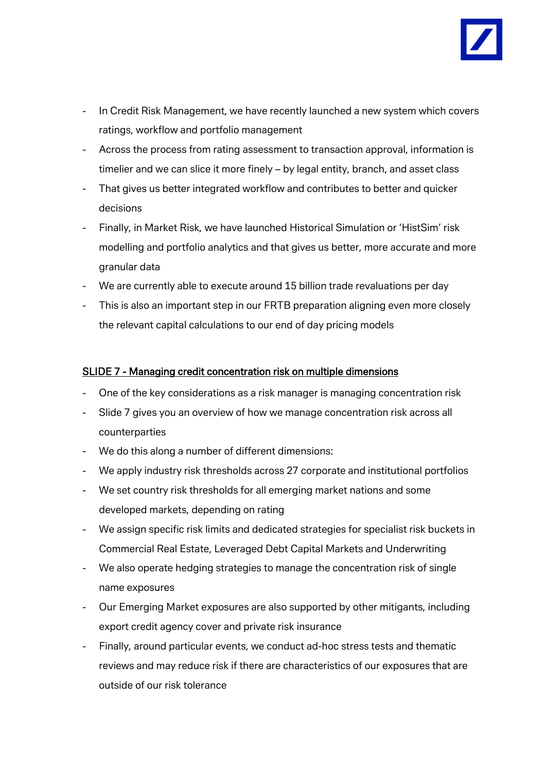- In Credit Risk Management, we have recently launched a new system which covers ratings, workflow and portfolio management
- Across the process from rating assessment to transaction approval, information is timelier and we can slice it more finely – by legal entity, branch, and asset class
- That gives us better integrated workflow and contributes to better and quicker decisions
- Finally, in Market Risk, we have launched Historical Simulation or 'HistSim' risk modelling and portfolio analytics and that gives us better, more accurate and more granular data
- We are currently able to execute around 15 billion trade revaluations per day
- This is also an important step in our FRTB preparation aligning even more closely the relevant capital calculations to our end of day pricing models

## SLIDE 7 - Managing credit concentration risk on multiple dimensions

- One of the key considerations as a risk manager is managing concentration risk
- Slide 7 gives you an overview of how we manage concentration risk across all counterparties
- We do this along a number of different dimensions:
- We apply industry risk thresholds across 27 corporate and institutional portfolios
- We set country risk thresholds for all emerging market nations and some developed markets, depending on rating
- We assign specific risk limits and dedicated strategies for specialist risk buckets in Commercial Real Estate, Leveraged Debt Capital Markets and Underwriting
- We also operate hedging strategies to manage the concentration risk of single name exposures
- Our Emerging Market exposures are also supported by other mitigants, including export credit agency cover and private risk insurance
- Finally, around particular events, we conduct ad-hoc stress tests and thematic reviews and may reduce risk if there are characteristics of our exposures that are outside of our risk tolerance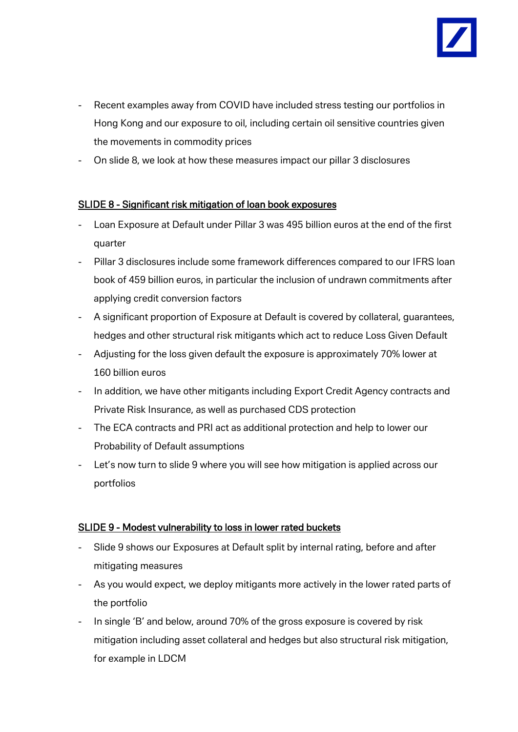- Recent examples away from COVID have included stress testing our portfolios in Hong Kong and our exposure to oil, including certain oil sensitive countries given the movements in commodity prices
- On slide 8, we look at how these measures impact our pillar 3 disclosures

## SLIDE 8 - Significant risk mitigation of loan book exposures

- Loan Exposure at Default under Pillar 3 was 495 billion euros at the end of the first quarter
- Pillar 3 disclosures include some framework differences compared to our IFRS loan book of 459 billion euros, in particular the inclusion of undrawn commitments after applying credit conversion factors
- A significant proportion of Exposure at Default is covered by collateral, guarantees, hedges and other structural risk mitigants which act to reduce Loss Given Default
- Adjusting for the loss given default the exposure is approximately 70% lower at 160 billion euros
- In addition, we have other mitigants including Export Credit Agency contracts and Private Risk Insurance, as well as purchased CDS protection
- The ECA contracts and PRI act as additional protection and help to lower our Probability of Default assumptions
- Let's now turn to slide 9 where you will see how mitigation is applied across our portfolios

## SLIDE 9 - Modest vulnerability to loss in lower rated buckets

- Slide 9 shows our Exposures at Default split by internal rating, before and after mitigating measures
- As you would expect, we deploy mitigants more actively in the lower rated parts of the portfolio
- In single 'B' and below, around 70% of the gross exposure is covered by risk mitigation including asset collateral and hedges but also structural risk mitigation, for example in LDCM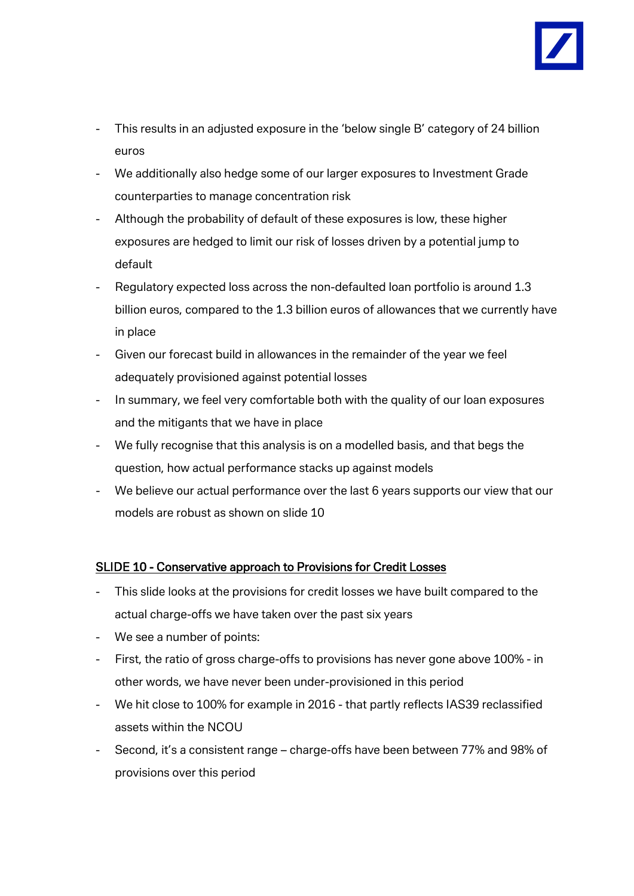- This results in an adjusted exposure in the 'below single B' category of 24 billion euros
- We additionally also hedge some of our larger exposures to Investment Grade counterparties to manage concentration risk
- Although the probability of default of these exposures is low, these higher exposures are hedged to limit our risk of losses driven by a potential jump to default
- Regulatory expected loss across the non-defaulted loan portfolio is around 1.3 billion euros, compared to the 1.3 billion euros of allowances that we currently have in place
- Given our forecast build in allowances in the remainder of the year we feel adequately provisioned against potential losses
- In summary, we feel very comfortable both with the quality of our loan exposures and the mitigants that we have in place
- We fully recognise that this analysis is on a modelled basis, and that begs the question, how actual performance stacks up against models
- We believe our actual performance over the last 6 years supports our view that our models are robust as shown on slide 10

## SLIDE 10 - Conservative approach to Provisions for Credit Losses

- This slide looks at the provisions for credit losses we have built compared to the actual charge-offs we have taken over the past six years
- We see a number of points:
- First, the ratio of gross charge-offs to provisions has never gone above 100% - in other words, we have never been under-provisioned in this period
- We hit close to 100% for example in 2016 - that partly reflects IAS39 reclassified assets within the NCOU
- Second, it's a consistent range – charge-offs have been between 77% and 98% of provisions over this period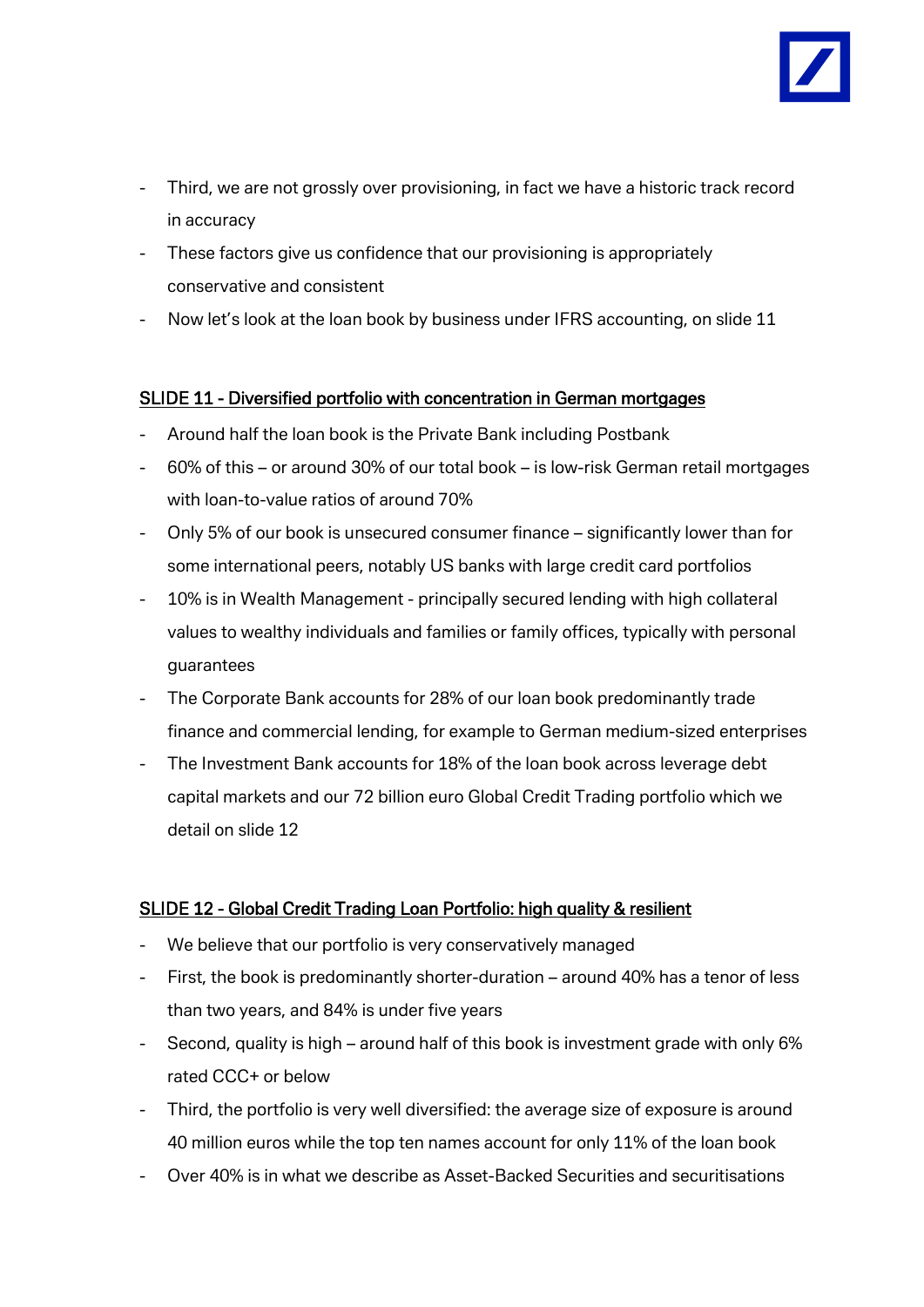- Third, we are not grossly over provisioning, in fact we have a historic track record in accuracy
- These factors give us confidence that our provisioning is appropriately conservative and consistent
- Now let's look at the loan book by business under IFRS accounting, on slide 11

## SLIDE 11 - Diversified portfolio with concentration in German mortgages

- Around half the loan book is the Private Bank including Postbank
- 60% of this – or around 30% of our total book – is low-risk German retail mortgages with loan-to-value ratios of around 70%
- Only 5% of our book is unsecured consumer finance – significantly lower than for some international peers, notably US banks with large credit card portfolios
- 10% is in Wealth Management - principally secured lending with high collateral values to wealthy individuals and families or family offices, typically with personal guarantees
- The Corporate Bank accounts for 28% of our loan book predominantly trade finance and commercial lending, for example to German medium-sized enterprises
- The Investment Bank accounts for 18% of the loan book across leverage debt capital markets and our 72 billion euro Global Credit Trading portfolio which we detail on slide 12

## SLIDE 12 - Global Credit Trading Loan Portfolio: high quality & resilient

- We believe that our portfolio is very conservatively managed
- First, the book is predominantly shorter-duration – around 40% has a tenor of less than two years, and 84% is under five years
- Second, quality is high – around half of this book is investment grade with only 6% rated CCC+ or below
- Third, the portfolio is very well diversified: the average size of exposure is around 40 million euros while the top ten names account for only 11% of the loan book
- Over 40% is in what we describe as Asset-Backed Securities and securitisations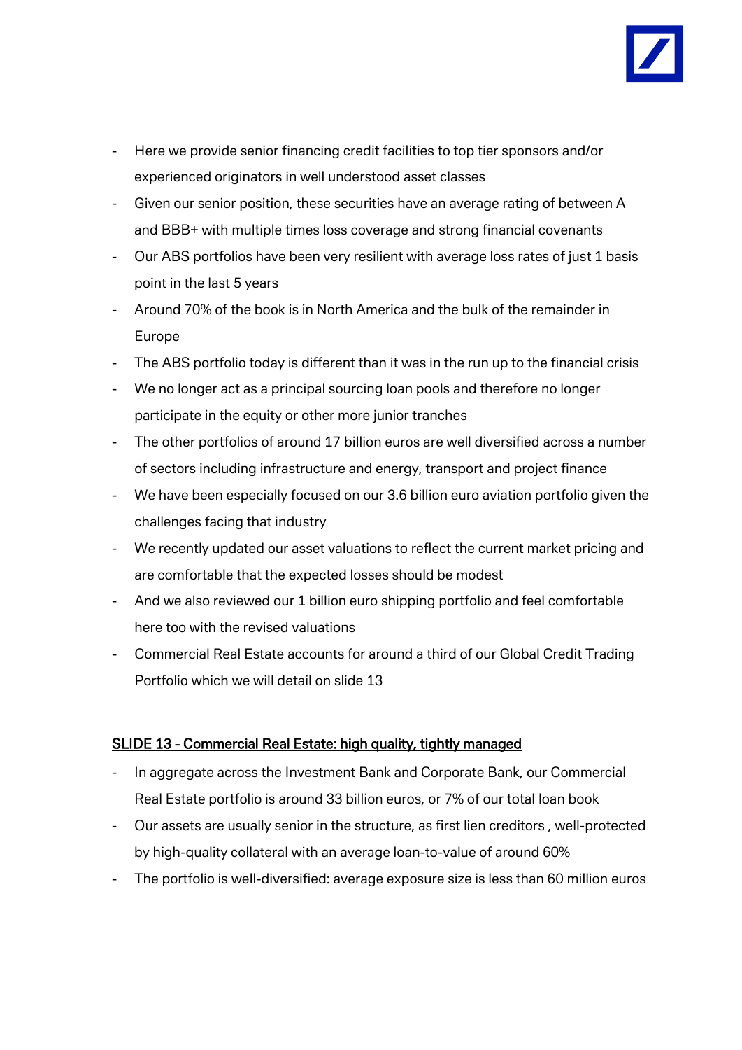- Here we provide senior financing credit facilities to top tier sponsors and/or experienced originators in well understood asset classes
- Given our senior position, these securities have an average rating of between A and BBB+ with multiple times loss coverage and strong financial covenants
- Our ABS portfolios have been very resilient with average loss rates of just 1 basis point in the last 5 years
- Around 70% of the book is in North America and the bulk of the remainder in Europe
- The ABS portfolio today is different than it was in the run up to the financial crisis
- We no longer act as a principal sourcing loan pools and therefore no longer participate in the equity or other more junior tranches
- The other portfolios of around 17 billion euros are well diversified across a number of sectors including infrastructure and energy, transport and project finance
- We have been especially focused on our 3.6 billion euro aviation portfolio given the challenges facing that industry
- We recently updated our asset valuations to reflect the current market pricing and are comfortable that the expected losses should be modest
- And we also reviewed our 1 billion euro shipping portfolio and feel comfortable here too with the revised valuations
- Commercial Real Estate accounts for around a third of our Global Credit Trading Portfolio which we will detail on slide 13

## SLIDE 13 - Commercial Real Estate: high quality, tightly managed

- In aggregate across the Investment Bank and Corporate Bank, our Commercial Real Estate portfolio is around 33 billion euros, or 7% of our total loan book
- Our assets are usually senior in the structure, as first lien creditors , well-protected by high-quality collateral with an average loan-to-value of around 60%
- The portfolio is well-diversified: average exposure size is less than 60 million euros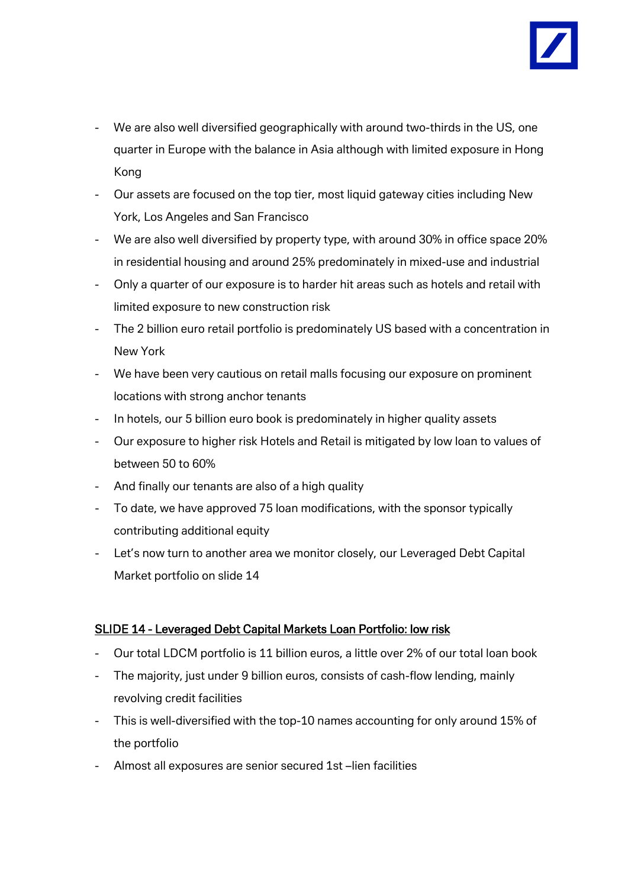- We are also well diversified geographically with around two-thirds in the US, one quarter in Europe with the balance in Asia although with limited exposure in Hong Kong
- Our assets are focused on the top tier, most liquid gateway cities including New York, Los Angeles and San Francisco
- We are also well diversified by property type, with around 30% in office space 20% in residential housing and around 25% predominately in mixed-use and industrial
- Only a quarter of our exposure is to harder hit areas such as hotels and retail with limited exposure to new construction risk
- The 2 billion euro retail portfolio is predominately US based with a concentration in New York
- We have been very cautious on retail malls focusing our exposure on prominent locations with strong anchor tenants
- In hotels, our 5 billion euro book is predominately in higher quality assets
- Our exposure to higher risk Hotels and Retail is mitigated by low loan to values of between 50 to 60%
- And finally our tenants are also of a high quality
- To date, we have approved 75 loan modifications, with the sponsor typically contributing additional equity
- Let's now turn to another area we monitor closely, our Leveraged Debt Capital Market portfolio on slide 14

## SLIDE 14 - Leveraged Debt Capital Markets Loan Portfolio: low risk

- Our total LDCM portfolio is 11 billion euros, a little over 2% of our total loan book
- The majority, just under 9 billion euros, consists of cash-flow lending, mainly revolving credit facilities
- This is well-diversified with the top-10 names accounting for only around 15% of the portfolio
- Almost all exposures are senior secured 1st –lien facilities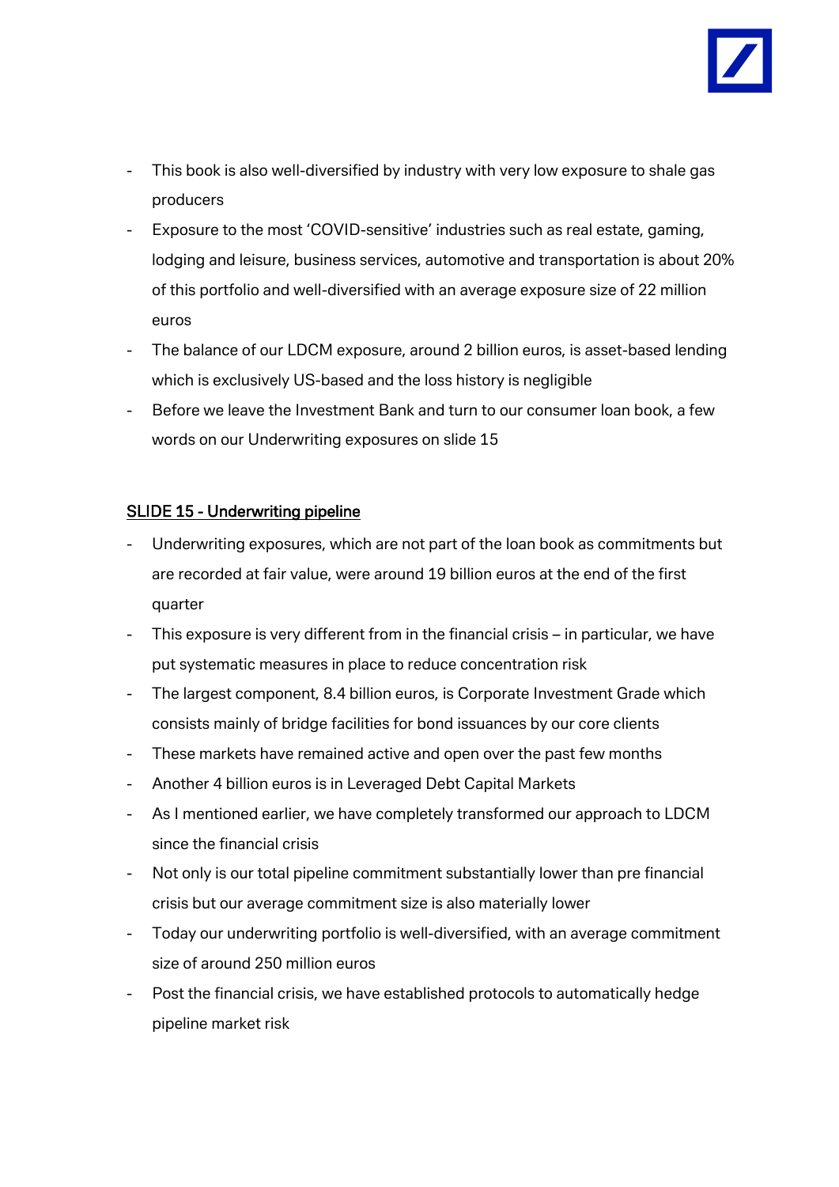- This book is also well-diversified by industry with very low exposure to shale gas producers
- Exposure to the most 'COVID-sensitive' industries such as real estate, gaming, lodging and leisure, business services, automotive and transportation is about 20% of this portfolio and well-diversified with an average exposure size of 22 million euros
- The balance of our LDCM exposure, around 2 billion euros, is asset-based lending which is exclusively US-based and the loss history is negligible
- Before we leave the Investment Bank and turn to our consumer loan book, a few words on our Underwriting exposures on slide 15

## SLIDE 15 - Underwriting pipeline

- Underwriting exposures, which are not part of the loan book as commitments but are recorded at fair value, were around 19 billion euros at the end of the first quarter
- This exposure is very different from in the financial crisis – in particular, we have put systematic measures in place to reduce concentration risk
- The largest component, 8.4 billion euros, is Corporate Investment Grade which consists mainly of bridge facilities for bond issuances by our core clients
- These markets have remained active and open over the past few months
- Another 4 billion euros is in Leveraged Debt Capital Markets
- As I mentioned earlier, we have completely transformed our approach to LDCM since the financial crisis
- Not only is our total pipeline commitment substantially lower than pre financial crisis but our average commitment size is also materially lower
- Today our underwriting portfolio is well-diversified, with an average commitment size of around 250 million euros
- Post the financial crisis, we have established protocols to automatically hedge pipeline market risk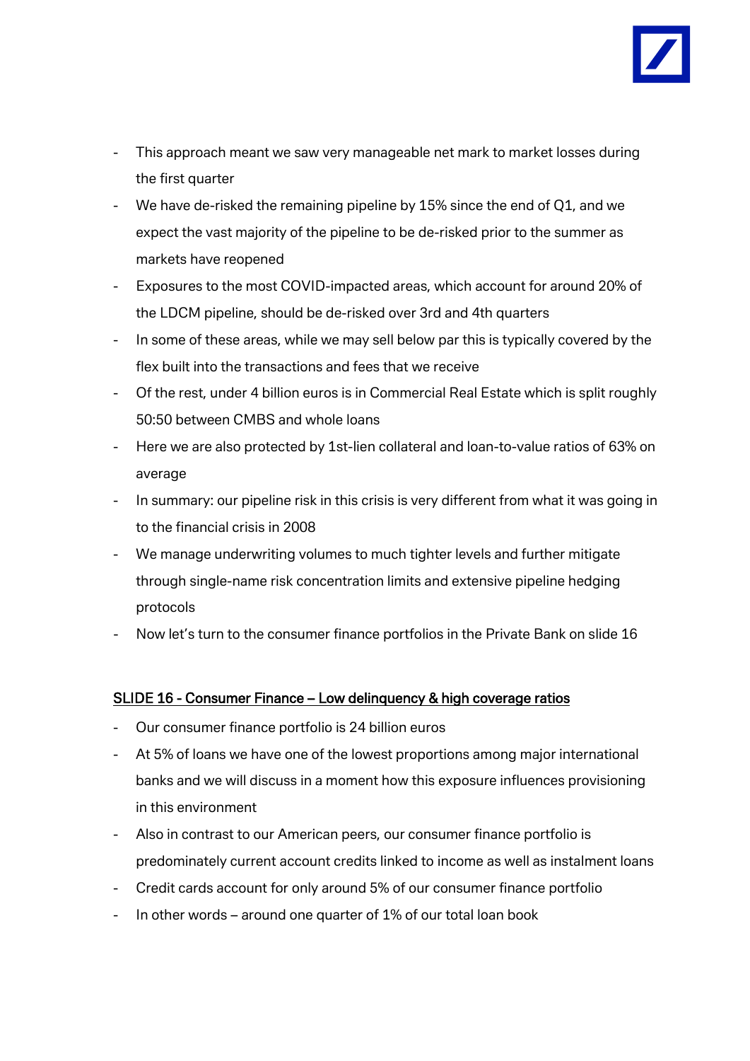- This approach meant we saw very manageable net mark to market losses during the first quarter
- We have de-risked the remaining pipeline by 15% since the end of Q1, and we expect the vast majority of the pipeline to be de-risked prior to the summer as markets have reopened
- Exposures to the most COVID-impacted areas, which account for around 20% of the LDCM pipeline, should be de-risked over 3rd and 4th quarters
- In some of these areas, while we may sell below par this is typically covered by the flex built into the transactions and fees that we receive
- Of the rest, under 4 billion euros is in Commercial Real Estate which is split roughly 50:50 between CMBS and whole loans
- Here we are also protected by 1st-lien collateral and loan-to-value ratios of 63% on average
- In summary: our pipeline risk in this crisis is very different from what it was going in to the financial crisis in 2008
- We manage underwriting volumes to much tighter levels and further mitigate through single-name risk concentration limits and extensive pipeline hedging protocols
- Now let's turn to the consumer finance portfolios in the Private Bank on slide 16

<u>SLIDE 16 - Consumer Finance – Low delinquency & high coverage ratios</u>

- Our consumer finance portfolio is 24 billion euros
- At 5% of loans we have one of the lowest proportions among major international banks and we will discuss in a moment how this exposure influences provisioning in this environment
- Also in contrast to our American peers, our consumer finance portfolio is predominately current account credits linked to income as well as instalment loans
- Credit cards account for only around 5% of our consumer finance portfolio
- In other words – around one quarter of 1% of our total loan book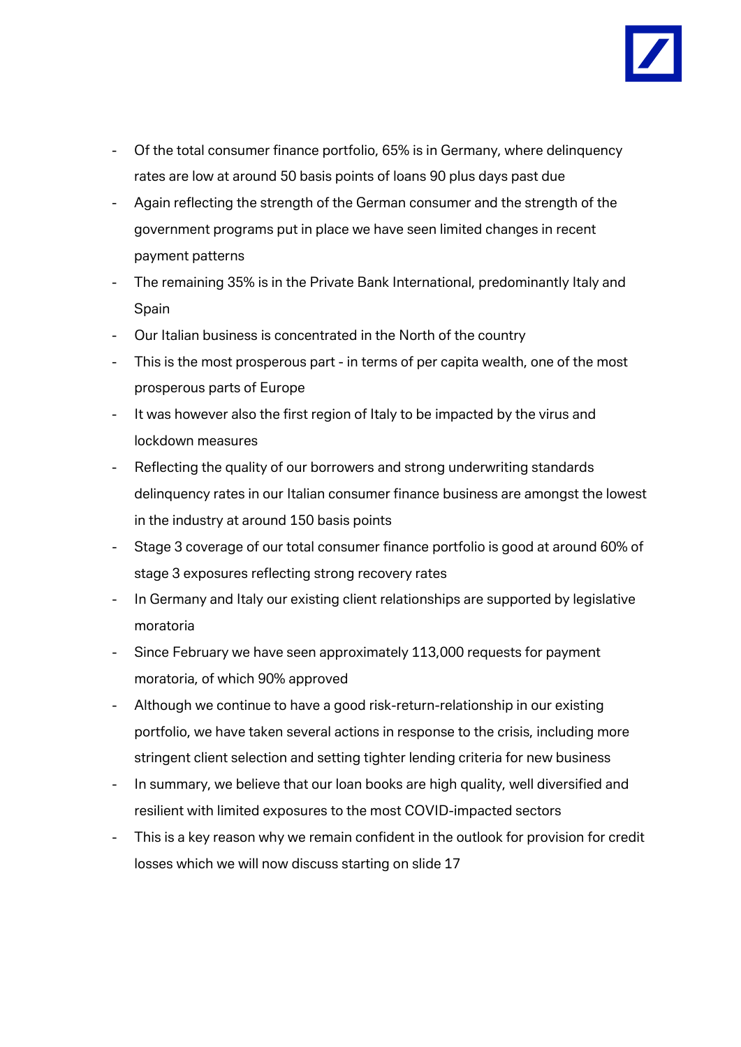- Of the total consumer finance portfolio, 65% is in Germany, where delinquency rates are low at around 50 basis points of loans 90 plus days past due
- Again reflecting the strength of the German consumer and the strength of the government programs put in place we have seen limited changes in recent payment patterns
- The remaining 35% is in the Private Bank International, predominantly Italy and Spain
- Our Italian business is concentrated in the North of the country
- This is the most prosperous part - in terms of per capita wealth, one of the most prosperous parts of Europe
- It was however also the first region of Italy to be impacted by the virus and lockdown measures
- Reflecting the quality of our borrowers and strong underwriting standards delinquency rates in our Italian consumer finance business are amongst the lowest in the industry at around 150 basis points
- Stage 3 coverage of our total consumer finance portfolio is good at around 60% of stage 3 exposures reflecting strong recovery rates
- In Germany and Italy our existing client relationships are supported by legislative moratoria
- Since February we have seen approximately 113,000 requests for payment moratoria, of which 90% approved
- Although we continue to have a good risk-return-relationship in our existing portfolio, we have taken several actions in response to the crisis, including more stringent client selection and setting tighter lending criteria for new business
- In summary, we believe that our loan books are high quality, well diversified and resilient with limited exposures to the most COVID-impacted sectors
- This is a key reason why we remain confident in the outlook for provision for credit losses which we will now discuss starting on slide 17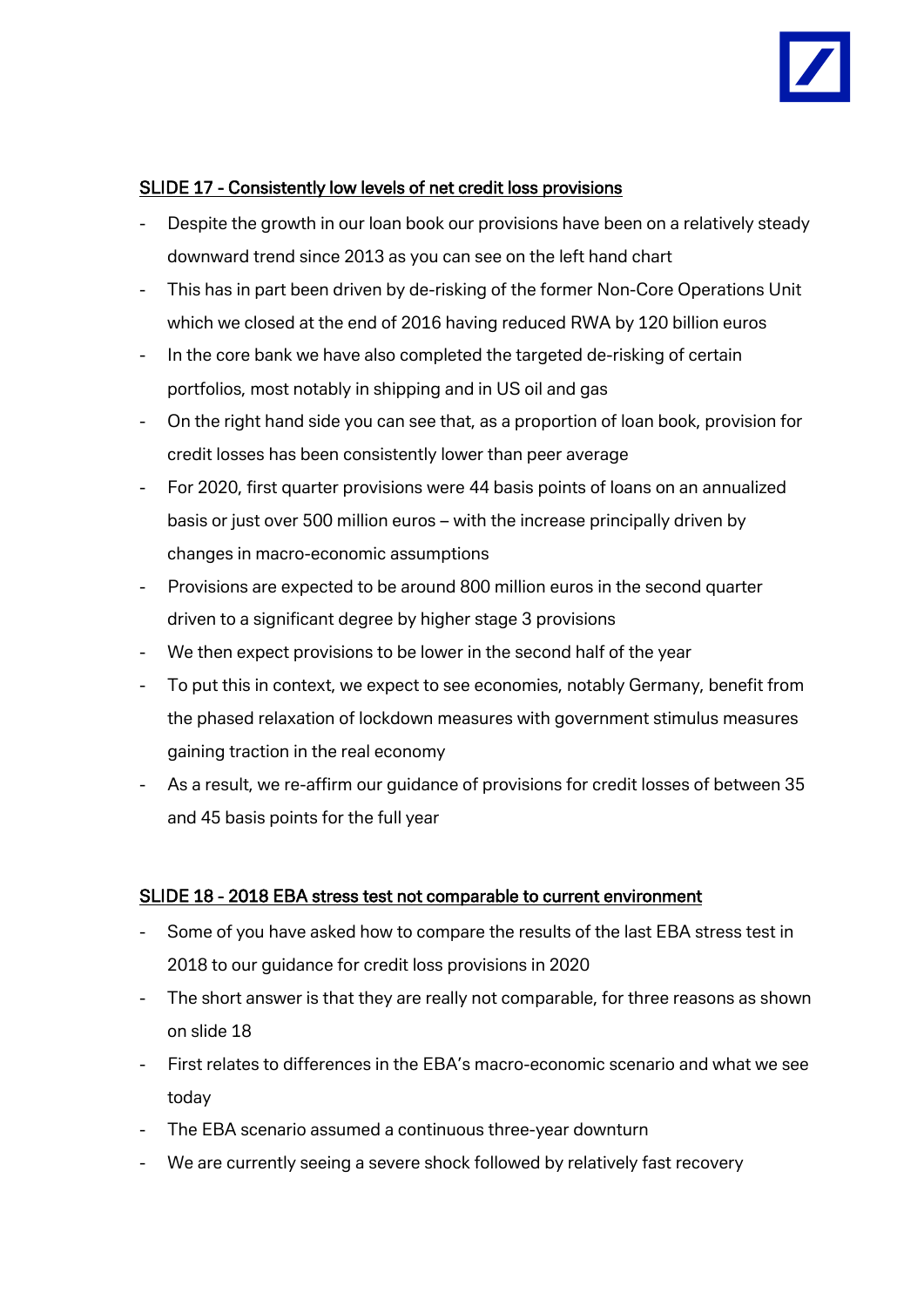## SLIDE 17 - Consistently low levels of net credit loss provisions

- Despite the growth in our loan book our provisions have been on a relatively steady downward trend since 2013 as you can see on the left hand chart
- This has in part been driven by de-risking of the former Non-Core Operations Unit which we closed at the end of 2016 having reduced RWA by 120 billion euros
- In the core bank we have also completed the targeted de-risking of certain portfolios, most notably in shipping and in US oil and gas
- On the right hand side you can see that, as a proportion of loan book, provision for credit losses has been consistently lower than peer average
- For 2020, first quarter provisions were 44 basis points of loans on an annualized basis or just over 500 million euros – with the increase principally driven by changes in macro-economic assumptions
- Provisions are expected to be around 800 million euros in the second quarter driven to a significant degree by higher stage 3 provisions
- We then expect provisions to be lower in the second half of the year
- To put this in context, we expect to see economies, notably Germany, benefit from the phased relaxation of lockdown measures with government stimulus measures gaining traction in the real economy
- As a result, we re-affirm our guidance of provisions for credit losses of between 35 and 45 basis points for the full year

## SLIDE 18 - 2018 EBA stress test not comparable to current environment

- Some of you have asked how to compare the results of the last EBA stress test in 2018 to our guidance for credit loss provisions in 2020
- The short answer is that they are really not comparable, for three reasons as shown on slide 18
- First relates to differences in the EBA's macro-economic scenario and what we see today
- The EBA scenario assumed a continuous three-year downturn
- We are currently seeing a severe shock followed by relatively fast recovery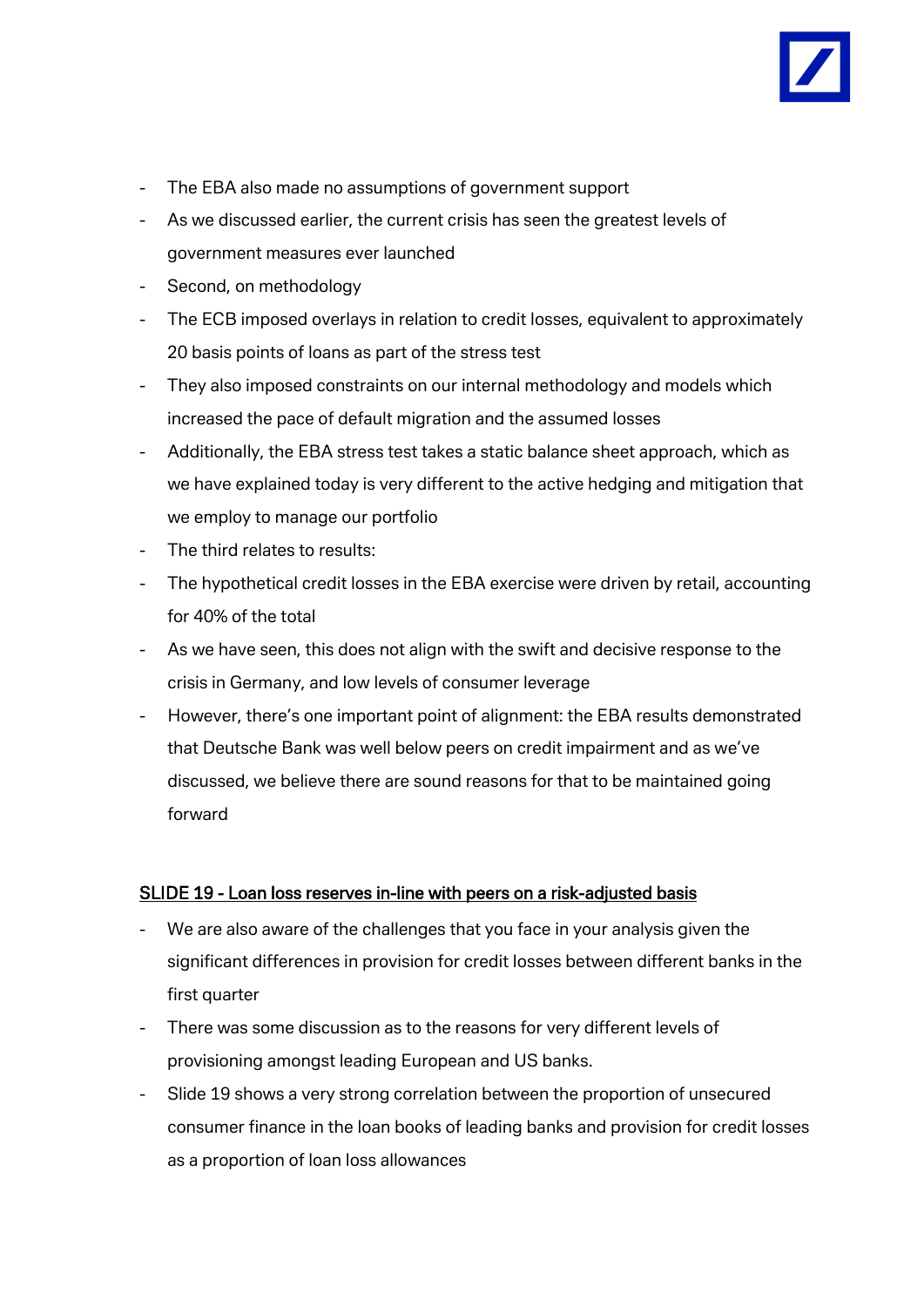- The EBA also made no assumptions of government support
- As we discussed earlier, the current crisis has seen the greatest levels of government measures ever launched
- Second, on methodology
- The ECB imposed overlays in relation to credit losses, equivalent to approximately 20 basis points of loans as part of the stress test
- They also imposed constraints on our internal methodology and models which increased the pace of default migration and the assumed losses
- Additionally, the EBA stress test takes a static balance sheet approach, which as we have explained today is very different to the active hedging and mitigation that we employ to manage our portfolio
- The third relates to results:
- The hypothetical credit losses in the EBA exercise were driven by retail, accounting for 40% of the total
- As we have seen, this does not align with the swift and decisive response to the crisis in Germany, and low levels of consumer leverage
- However, there's one important point of alignment: the EBA results demonstrated that Deutsche Bank was well below peers on credit impairment and as we've discussed, we believe there are sound reasons for that to be maintained going forward

## SLIDE 19 - Loan loss reserves in-line with peers on a risk-adjusted basis

- We are also aware of the challenges that you face in your analysis given the significant differences in provision for credit losses between different banks in the first quarter
- There was some discussion as to the reasons for very different levels of provisioning amongst leading European and US banks.
- Slide 19 shows a very strong correlation between the proportion of unsecured consumer finance in the loan books of leading banks and provision for credit losses as a proportion of loan loss allowances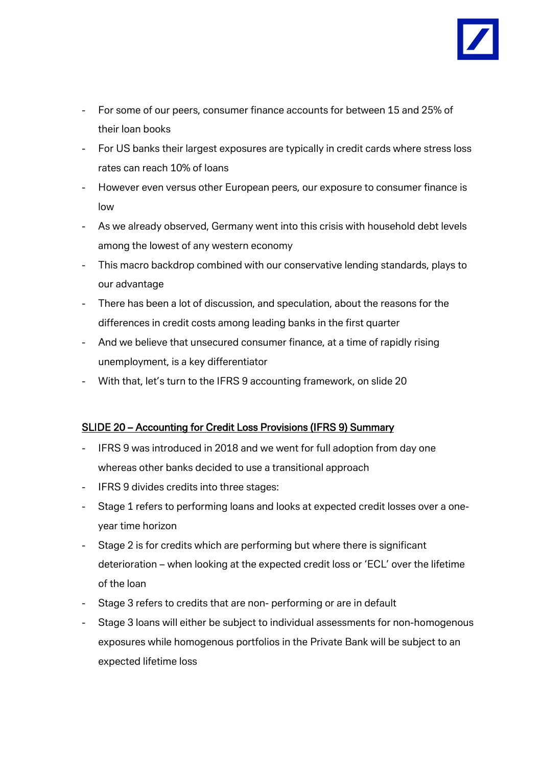- For some of our peers, consumer finance accounts for between 15 and 25% of their loan books
- For US banks their largest exposures are typically in credit cards where stress loss rates can reach 10% of loans
- However even versus other European peers, our exposure to consumer finance is low
- As we already observed, Germany went into this crisis with household debt levels among the lowest of any western economy
- This macro backdrop combined with our conservative lending standards, plays to our advantage
- There has been a lot of discussion, and speculation, about the reasons for the differences in credit costs among leading banks in the first quarter
- And we believe that unsecured consumer finance, at a time of rapidly rising unemployment, is a key differentiator
- With that, let's turn to the IFRS 9 accounting framework, on slide 20

## SLIDE 20 – Accounting for Credit Loss Provisions (IFRS 9) Summary

- IFRS 9 was introduced in 2018 and we went for full adoption from day one whereas other banks decided to use a transitional approach
- IFRS 9 divides credits into three stages:
- Stage 1 refers to performing loans and looks at expected credit losses over a one-year time horizon
- Stage 2 is for credits which are performing but where there is significant deterioration – when looking at the expected credit loss or 'ECL' over the lifetime of the loan
- Stage 3 refers to credits that are non- performing or are in default
- Stage 3 loans will either be subject to individual assessments for non-homogenous exposures while homogenous portfolios in the Private Bank will be subject to an expected lifetime loss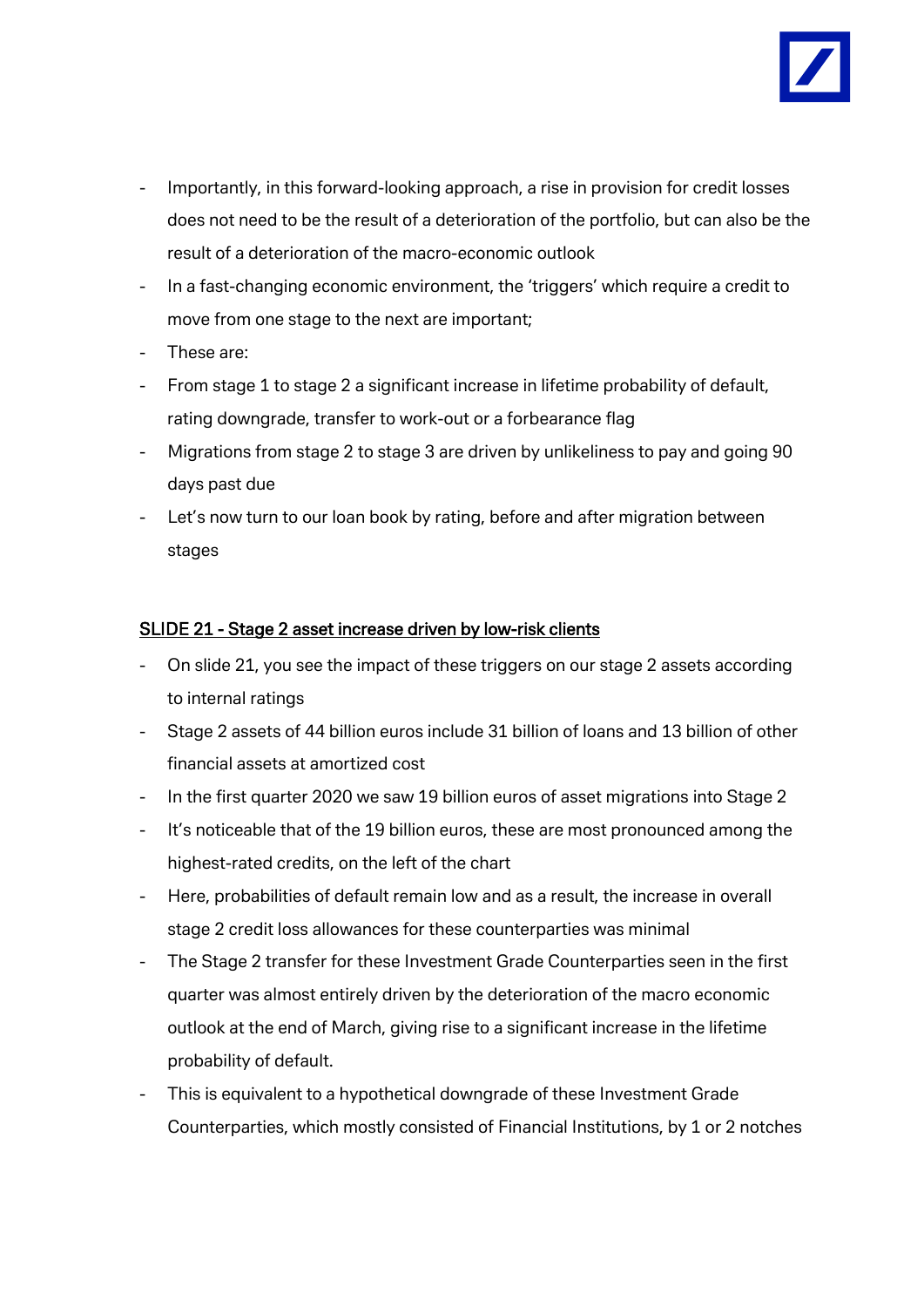- Importantly, in this forward-looking approach, a rise in provision for credit losses does not need to be the result of a deterioration of the portfolio, but can also be the result of a deterioration of the macro-economic outlook
- In a fast-changing economic environment, the 'triggers' which require a credit to move from one stage to the next are important;
- These are:
- From stage 1 to stage 2 a significant increase in lifetime probability of default, rating downgrade, transfer to work-out or a forbearance flag
- Migrations from stage 2 to stage 3 are driven by unlikeliness to pay and going 90 days past due
- Let's now turn to our loan book by rating, before and after migration between stages

<u>SLIDE 21 - Stage 2 asset increase driven by low-risk clients</u>

- On slide 21, you see the impact of these triggers on our stage 2 assets according to internal ratings
- Stage 2 assets of 44 billion euros include 31 billion of loans and 13 billion of other financial assets at amortized cost
- In the first quarter 2020 we saw 19 billion euros of asset migrations into Stage 2
- It's noticeable that of the 19 billion euros, these are most pronounced among the highest-rated credits, on the left of the chart
- Here, probabilities of default remain low and as a result, the increase in overall stage 2 credit loss allowances for these counterparties was minimal
- The Stage 2 transfer for these Investment Grade Counterparties seen in the first quarter was almost entirely driven by the deterioration of the macro economic outlook at the end of March, giving rise to a significant increase in the lifetime probability of default.
- This is equivalent to a hypothetical downgrade of these Investment Grade Counterparties, which mostly consisted of Financial Institutions, by 1 or 2 notches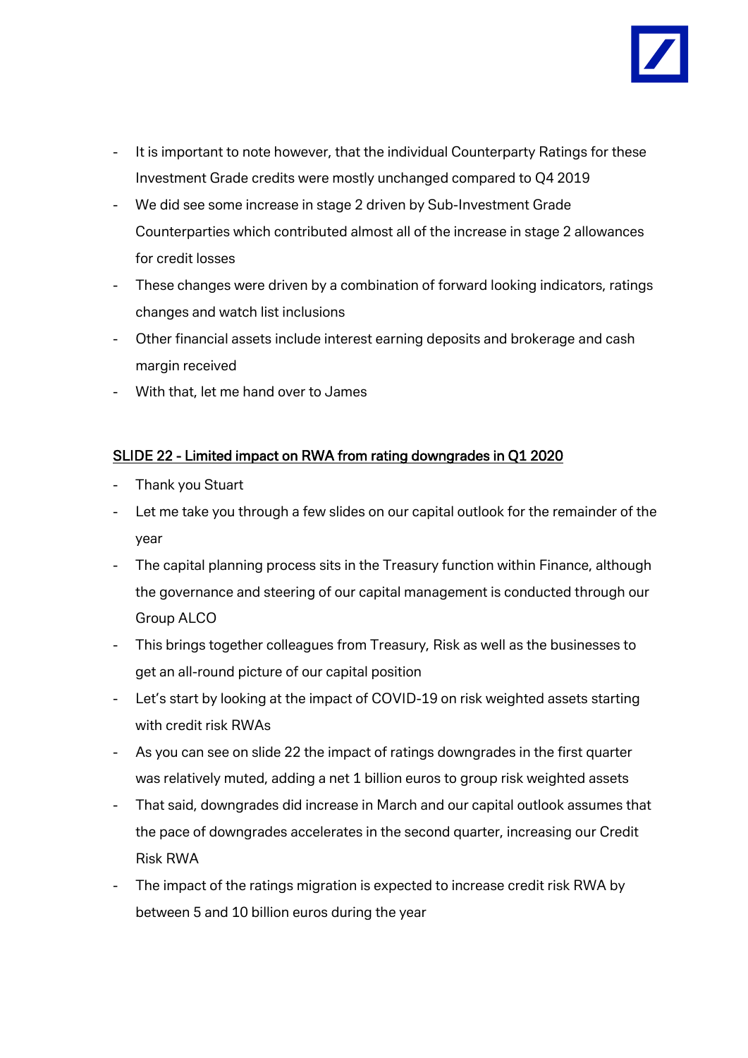- It is important to note however, that the individual Counterparty Ratings for these Investment Grade credits were mostly unchanged compared to Q4 2019
- We did see some increase in stage 2 driven by Sub-Investment Grade Counterparties which contributed almost all of the increase in stage 2 allowances for credit losses
- These changes were driven by a combination of forward looking indicators, ratings changes and watch list inclusions
- Other financial assets include interest earning deposits and brokerage and cash margin received
- With that, let me hand over to James

## SLIDE 22 - Limited impact on RWA from rating downgrades in Q1 2020

- Thank you Stuart
- Let me take you through a few slides on our capital outlook for the remainder of the year
- The capital planning process sits in the Treasury function within Finance, although the governance and steering of our capital management is conducted through our Group ALCO
- This brings together colleagues from Treasury, Risk as well as the businesses to get an all-round picture of our capital position
- Let's start by looking at the impact of COVID-19 on risk weighted assets starting with credit risk RWAs
- As you can see on slide 22 the impact of ratings downgrades in the first quarter was relatively muted, adding a net 1 billion euros to group risk weighted assets
- That said, downgrades did increase in March and our capital outlook assumes that the pace of downgrades accelerates in the second quarter, increasing our Credit Risk RWA
- The impact of the ratings migration is expected to increase credit risk RWA by between 5 and 10 billion euros during the year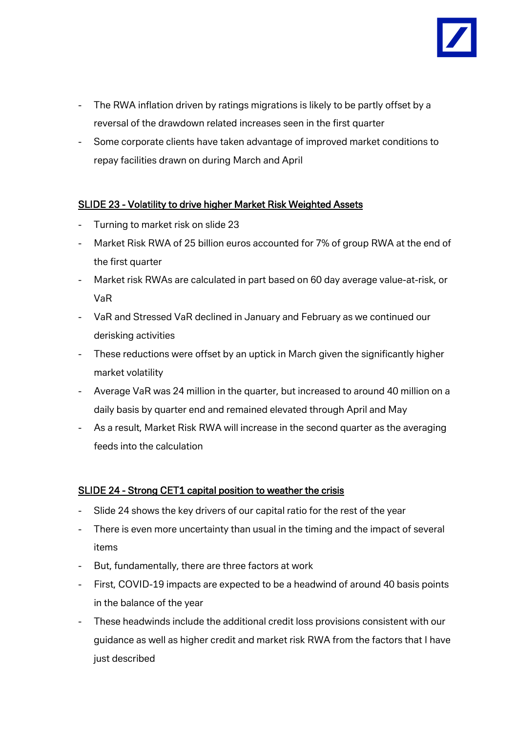- The RWA inflation driven by ratings migrations is likely to be partly offset by a reversal of the drawdown related increases seen in the first quarter
- Some corporate clients have taken advantage of improved market conditions to repay facilities drawn on during March and April

## SLIDE 23 - Volatility to drive higher Market Risk Weighted Assets

- Turning to market risk on slide 23
- Market Risk RWA of 25 billion euros accounted for 7% of group RWA at the end of the first quarter
- Market risk RWAs are calculated in part based on 60 day average value-at-risk, or VaR
- VaR and Stressed VaR declined in January and February as we continued our derisking activities
- These reductions were offset by an uptick in March given the significantly higher market volatility
- Average VaR was 24 million in the quarter, but increased to around 40 million on a daily basis by quarter end and remained elevated through April and May
- As a result, Market Risk RWA will increase in the second quarter as the averaging feeds into the calculation

## SLIDE 24 - Strong CET1 capital position to weather the crisis

- Slide 24 shows the key drivers of our capital ratio for the rest of the year
- There is even more uncertainty than usual in the timing and the impact of several items
- But, fundamentally, there are three factors at work
- First, COVID-19 impacts are expected to be a headwind of around 40 basis points in the balance of the year
- These headwinds include the additional credit loss provisions consistent with our guidance as well as higher credit and market risk RWA from the factors that I have just described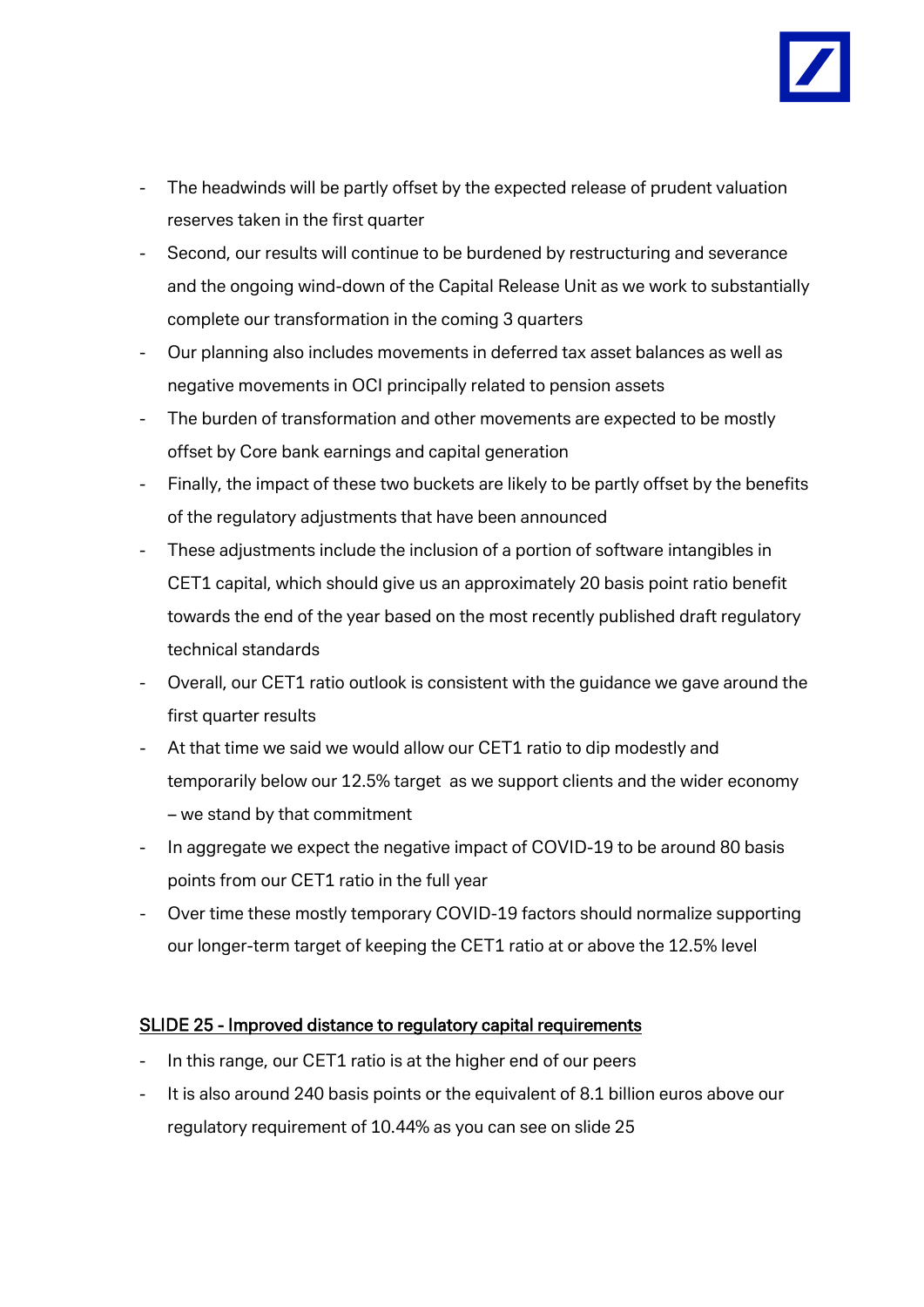- The headwinds will be partly offset by the expected release of prudent valuation reserves taken in the first quarter
- Second, our results will continue to be burdened by restructuring and severance and the ongoing wind-down of the Capital Release Unit as we work to substantially complete our transformation in the coming 3 quarters
- Our planning also includes movements in deferred tax asset balances as well as negative movements in OCI principally related to pension assets
- The burden of transformation and other movements are expected to be mostly offset by Core bank earnings and capital generation
- Finally, the impact of these two buckets are likely to be partly offset by the benefits of the regulatory adjustments that have been announced
- These adjustments include the inclusion of a portion of software intangibles in CET1 capital, which should give us an approximately 20 basis point ratio benefit towards the end of the year based on the most recently published draft regulatory technical standards
- Overall, our CET1 ratio outlook is consistent with the guidance we gave around the first quarter results
- At that time we said we would allow our CET1 ratio to dip modestly and temporarily below our 12.5% target as we support clients and the wider economy – we stand by that commitment
- In aggregate we expect the negative impact of COVID-19 to be around 80 basis points from our CET1 ratio in the full year
- Over time these mostly temporary COVID-19 factors should normalize supporting our longer-term target of keeping the CET1 ratio at or above the 12.5% level

<u>SLIDE 25 - Improved distance to regulatory capital requirements</u>

- In this range, our CET1 ratio is at the higher end of our peers
- It is also around 240 basis points or the equivalent of 8.1 billion euros above our regulatory requirement of 10.44% as you can see on slide 25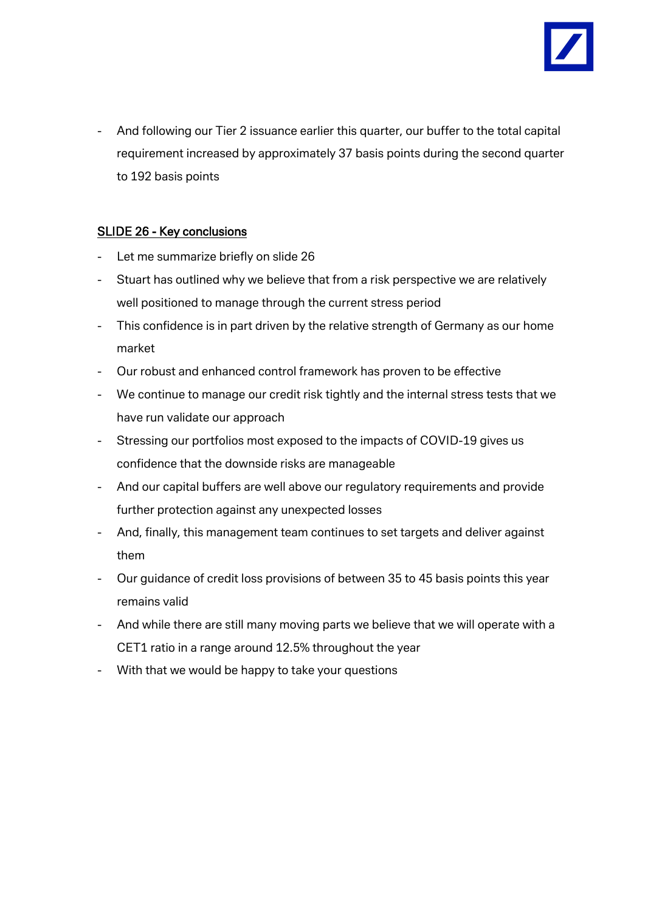- And following our Tier 2 issuance earlier this quarter, our buffer to the total capital requirement increased by approximately 37 basis points during the second quarter to 192 basis points

## SLIDE 26 - Key conclusions

- Let me summarize briefly on slide 26
- Stuart has outlined why we believe that from a risk perspective we are relatively well positioned to manage through the current stress period
- This confidence is in part driven by the relative strength of Germany as our home market
- Our robust and enhanced control framework has proven to be effective
- We continue to manage our credit risk tightly and the internal stress tests that we have run validate our approach
- Stressing our portfolios most exposed to the impacts of COVID-19 gives us confidence that the downside risks are manageable
- And our capital buffers are well above our regulatory requirements and provide further protection against any unexpected losses
- And, finally, this management team continues to set targets and deliver against them
- Our guidance of credit loss provisions of between 35 to 45 basis points this year remains valid
- And while there are still many moving parts we believe that we will operate with a CET1 ratio in a range around 12.5% throughout the year
- With that we would be happy to take your questions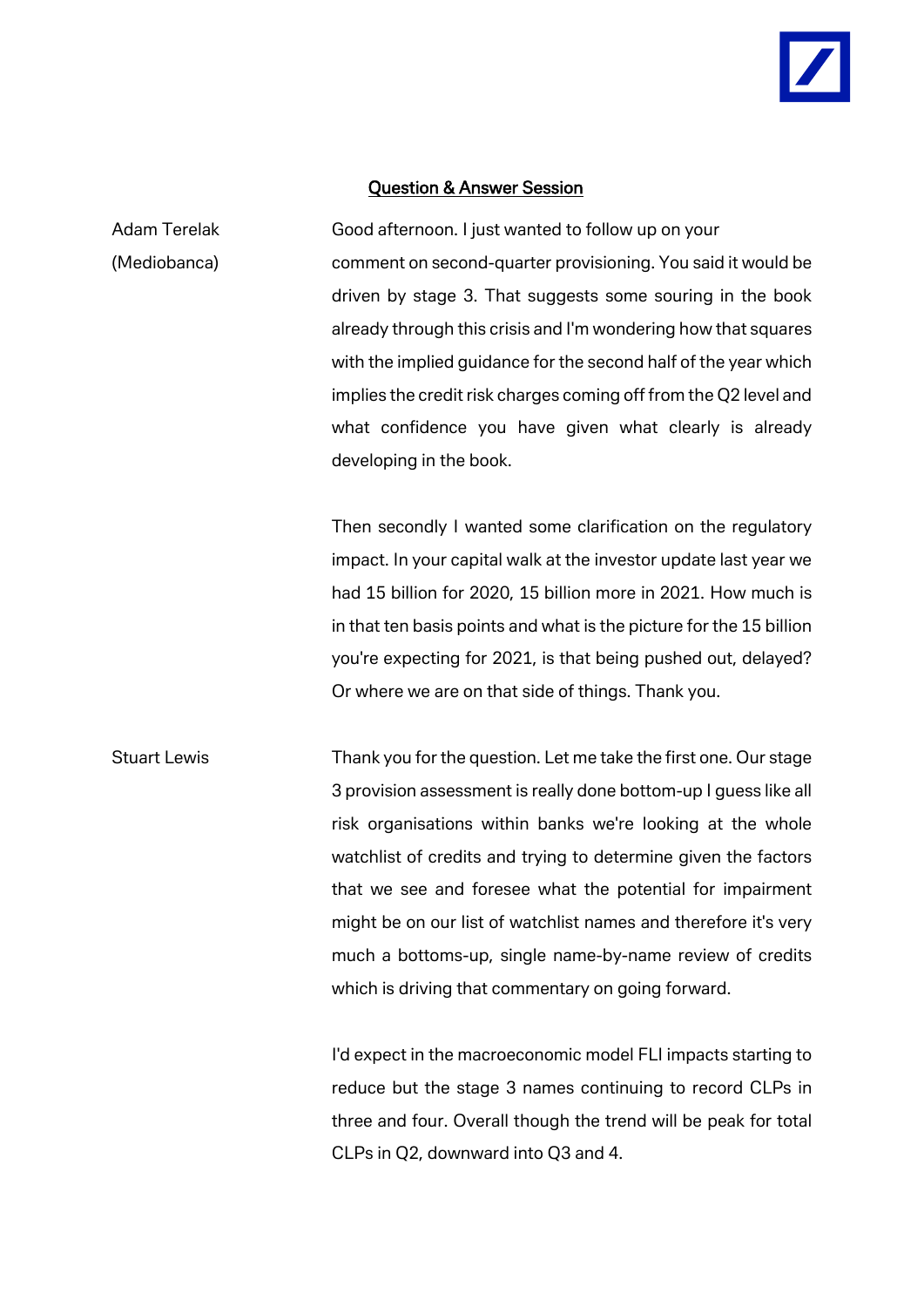## Question & Answer Session

**Adam Terelak (Mediobanca)**

Good afternoon. I just wanted to follow up on your comment on second-quarter provisioning. You said it would be driven by stage 3. That suggests some souring in the book already through this crisis and I'm wondering how that squares with the implied guidance for the second half of the year which implies the credit risk charges coming off from the Q2 level and what confidence you have given what clearly is already developing in the book.

Then secondly I wanted some clarification on the regulatory impact. In your capital walk at the investor update last year we had 15 billion for 2020, 15 billion more in 2021. How much is in that ten basis points and what is the picture for the 15 billion you're expecting for 2021, is that being pushed out, delayed? Or where we are on that side of things. Thank you.

**Stuart Lewis**

Thank you for the question. Let me take the first one. Our stage 3 provision assessment is really done bottom-up I guess like all risk organisations within banks we're looking at the whole watchlist of credits and trying to determine given the factors that we see and foresee what the potential for impairment might be on our list of watchlist names and therefore it's very much a bottoms-up, single name-by-name review of credits which is driving that commentary on going forward.

I'd expect in the macroeconomic model FLI impacts starting to reduce but the stage 3 names continuing to record CLPs in three and four. Overall though the trend will be peak for total CLPs in Q2, downward into Q3 and 4.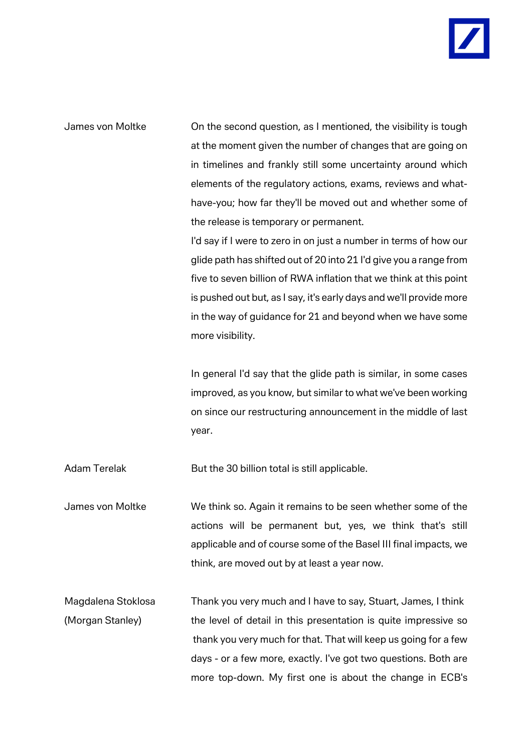James von Moltke

On the second question, as I mentioned, the visibility is tough at the moment given the number of changes that are going on in timelines and frankly still some uncertainty around which elements of the regulatory actions, exams, reviews and what-have-you; how far they'll be moved out and whether some of the release is temporary or permanent.

I'd say if I were to zero in on just a number in terms of how our glide path has shifted out of 20 into 21 I'd give you a range from five to seven billion of RWA inflation that we think at this point is pushed out but, as I say, it's early days and we'll provide more in the way of guidance for 21 and beyond when we have some more visibility.

In general I'd say that the glide path is similar, in some cases improved, as you know, but similar to what we've been working on since our restructuring announcement in the middle of last year.

Adam Terelak

But the 30 billion total is still applicable.

James von Moltke

We think so. Again it remains to be seen whether some of the actions will be permanent but, yes, we think that's still applicable and of course some of the Basel III final impacts, we think, are moved out by at least a year now.

Magdalena Stoklosa (Morgan Stanley)

Thank you very much and I have to say, Stuart, James, I think the level of detail in this presentation is quite impressive so thank you very much for that. That will keep us going for a few days - or a few more, exactly. I've got two questions. Both are more top-down. My first one is about the change in ECB's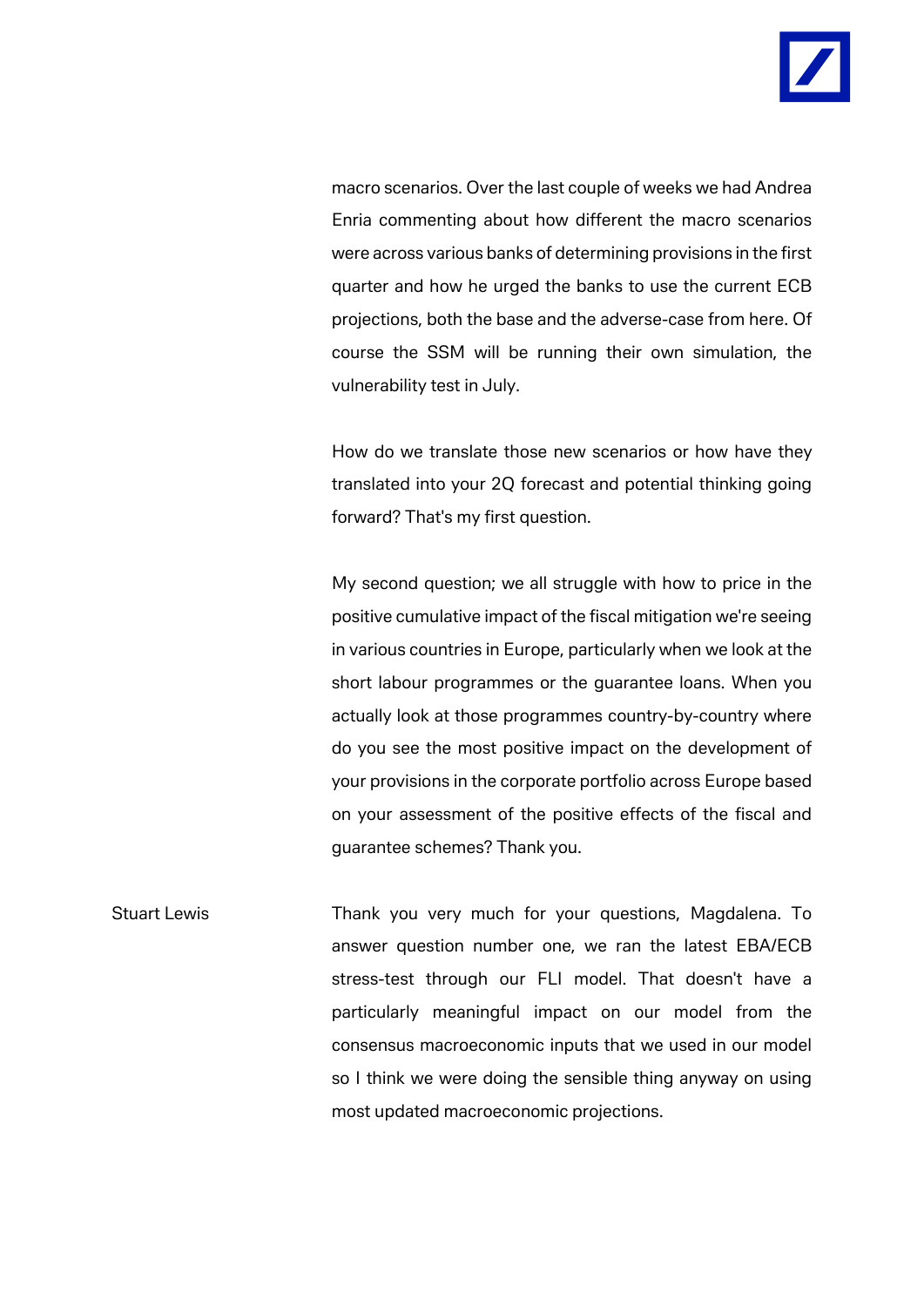macro scenarios. Over the last couple of weeks we had Andrea Enria commenting about how different the macro scenarios were across various banks of determining provisions in the first quarter and how he urged the banks to use the current ECB projections, both the base and the adverse-case from here. Of course the SSM will be running their own simulation, the vulnerability test in July.

How do we translate those new scenarios or how have they translated into your 2Q forecast and potential thinking going forward? That's my first question.

My second question; we all struggle with how to price in the positive cumulative impact of the fiscal mitigation we're seeing in various countries in Europe, particularly when we look at the short labour programmes or the guarantee loans. When you actually look at those programmes country-by-country where do you see the most positive impact on the development of your provisions in the corporate portfolio across Europe based on your assessment of the positive effects of the fiscal and guarantee schemes? Thank you.

Stuart Lewis

Thank you very much for your questions, Magdalena. To answer question number one, we ran the latest EBA/ECB stress-test through our FLI model. That doesn't have a particularly meaningful impact on our model from the consensus macroeconomic inputs that we used in our model so I think we were doing the sensible thing anyway on using most updated macroeconomic projections.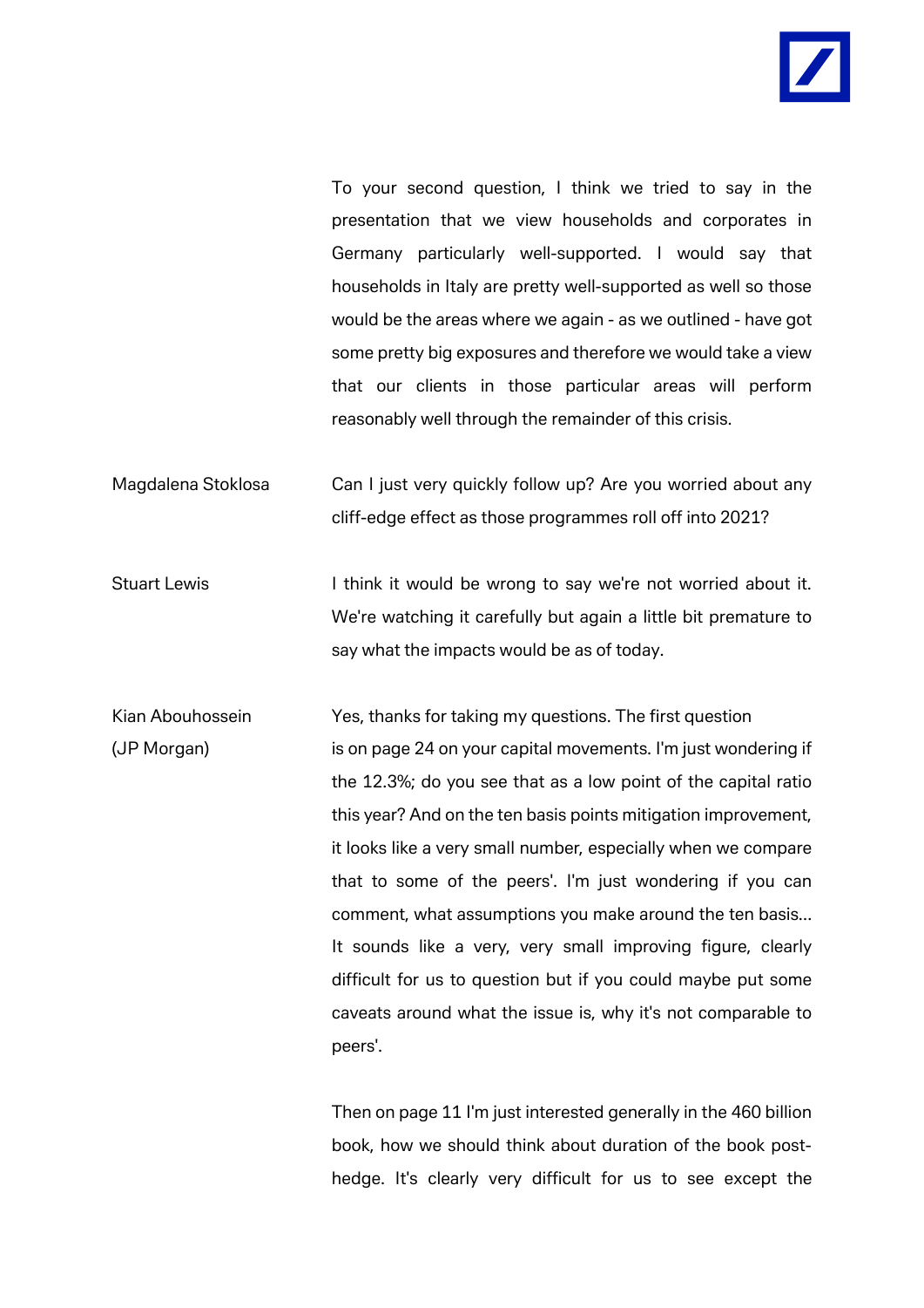To your second question, I think we tried to say in the presentation that we view households and corporates in Germany particularly well-supported. I would say that households in Italy are pretty well-supported as well so those would be the areas where we again - as we outlined - have got some pretty big exposures and therefore we would take a view that our clients in those particular areas will perform reasonably well through the remainder of this crisis.

Magdalena Stoklosa: Can I just very quickly follow up? Are you worried about any cliff-edge effect as those programmes roll off into 2021?

Stuart Lewis: I think it would be wrong to say we're not worried about it. We're watching it carefully but again a little bit premature to say what the impacts would be as of today.

Kian Abouhossein (JP Morgan): Yes, thanks for taking my questions. The first question is on page 24 on your capital movements. I'm just wondering if the 12.3%; do you see that as a low point of the capital ratio this year? And on the ten basis points mitigation improvement, it looks like a very small number, especially when we compare that to some of the peers'. I'm just wondering if you can comment, what assumptions you make around the ten basis... It sounds like a very, very small improving figure, clearly difficult for us to question but if you could maybe put some caveats around what the issue is, why it's not comparable to peers'.

Then on page 11 I'm just interested generally in the 460 billion book, how we should think about duration of the book post-hedge. It's clearly very difficult for us to see except the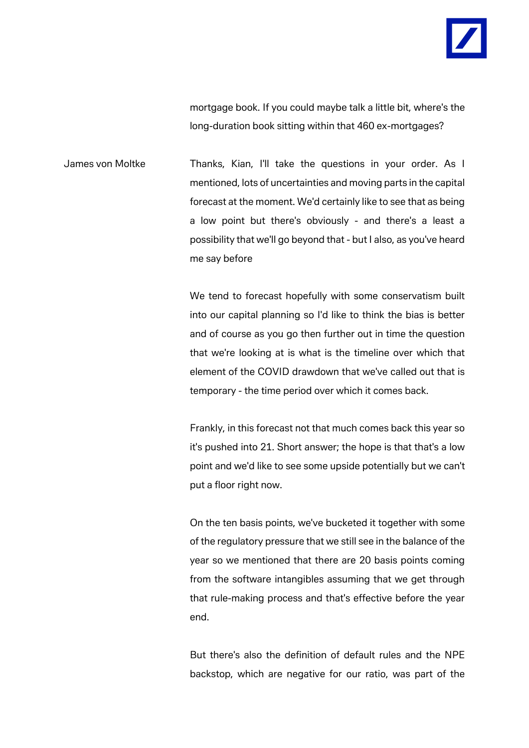mortgage book. If you could maybe talk a little bit, where's the long-duration book sitting within that 460 ex-mortgages?

James von Moltke

Thanks, Kian, I'll take the questions in your order. As I mentioned, lots of uncertainties and moving parts in the capital forecast at the moment. We'd certainly like to see that as being a low point but there's obviously - and there's a least a possibility that we'll go beyond that - but I also, as you've heard me say before

We tend to forecast hopefully with some conservatism built into our capital planning so I'd like to think the bias is better and of course as you go then further out in time the question that we're looking at is what is the timeline over which that element of the COVID drawdown that we've called out that is temporary - the time period over which it comes back.

Frankly, in this forecast not that much comes back this year so it's pushed into 21. Short answer; the hope is that that's a low point and we'd like to see some upside potentially but we can't put a floor right now.

On the ten basis points, we've bucketed it together with some of the regulatory pressure that we still see in the balance of the year so we mentioned that there are 20 basis points coming from the software intangibles assuming that we get through that rule-making process and that's effective before the year end.

But there's also the definition of default rules and the NPE backstop, which are negative for our ratio, was part of the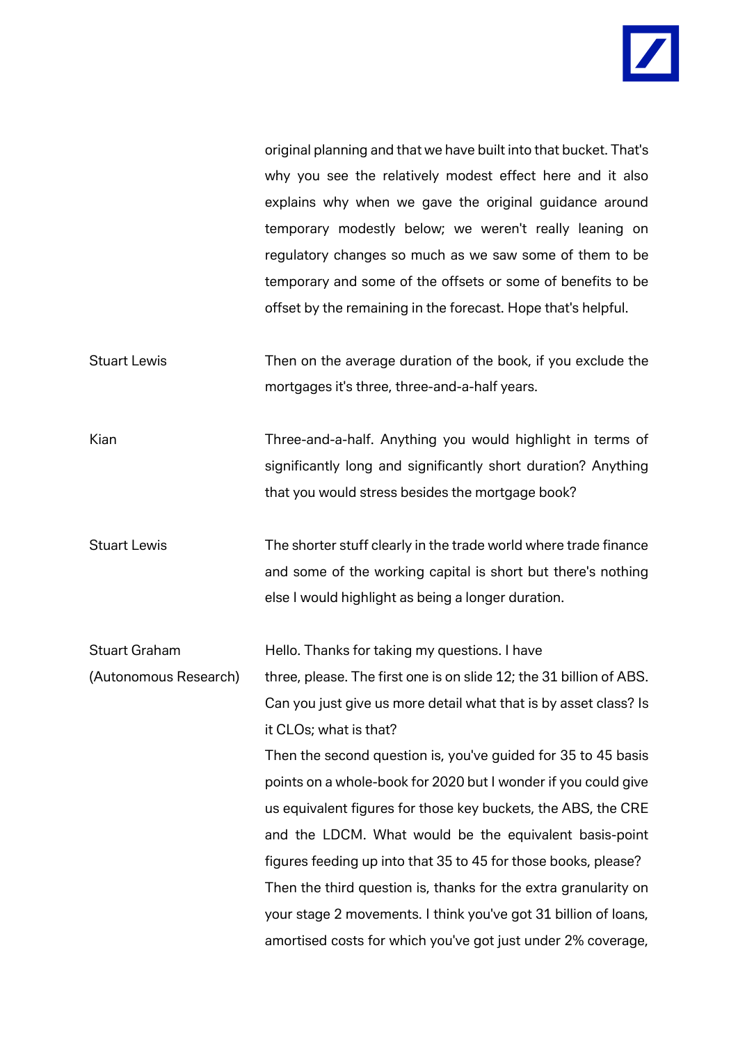original planning and that we have built into that bucket. That's why you see the relatively modest effect here and it also explains why when we gave the original guidance around temporary modestly below; we weren't really leaning on regulatory changes so much as we saw some of them to be temporary and some of the offsets or some of benefits to be offset by the remaining in the forecast. Hope that's helpful.

**Stuart Lewis**

Then on the average duration of the book, if you exclude the mortgages it's three, three-and-a-half years.

**Kian**

Three-and-a-half. Anything you would highlight in terms of significantly long and significantly short duration? Anything that you would stress besides the mortgage book?

**Stuart Lewis**

The shorter stuff clearly in the trade world where trade finance and some of the working capital is short but there's nothing else I would highlight as being a longer duration.

**Stuart Graham (Autonomous Research)**

Hello. Thanks for taking my questions. I have three, please. The first one is on slide 12; the 31 billion of ABS. Can you just give us more detail what that is by asset class? Is it CLOs; what is that?

Then the second question is, you've guided for 35 to 45 basis points on a whole-book for 2020 but I wonder if you could give us equivalent figures for those key buckets, the ABS, the CRE and the LDCM. What would be the equivalent basis-point figures feeding up into that 35 to 45 for those books, please?

Then the third question is, thanks for the extra granularity on your stage 2 movements. I think you've got 31 billion of loans, amortised costs for which you've got just under 2% coverage,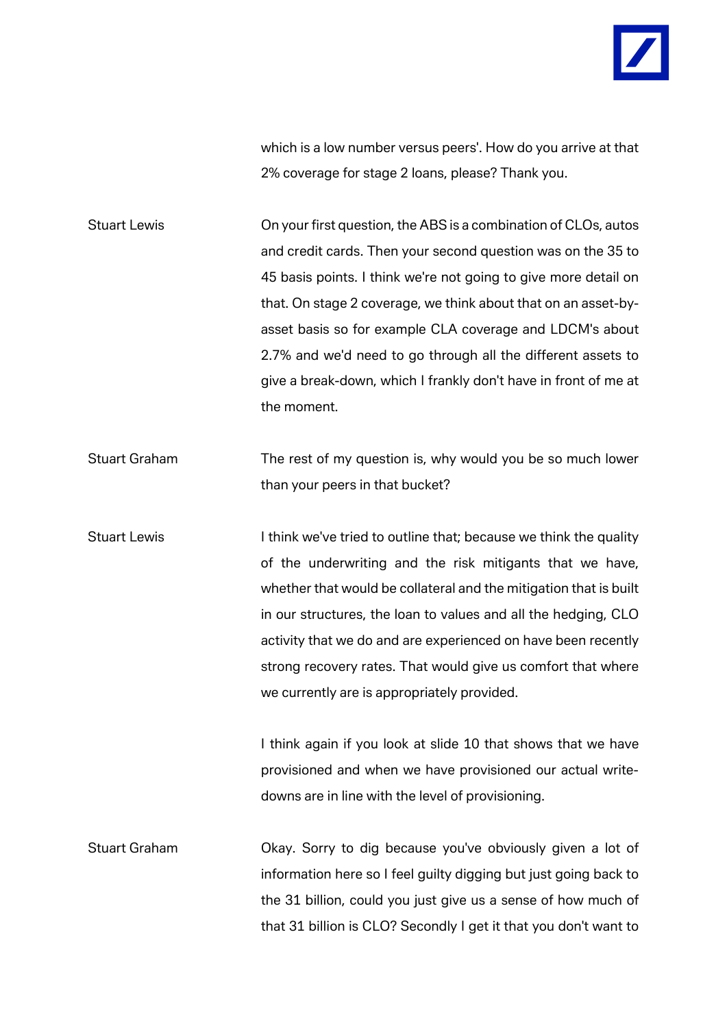which is a low number versus peers'. How do you arrive at that 2% coverage for stage 2 loans, please? Thank you.

**Stuart Lewis** On your first question, the ABS is a combination of CLOs, autos and credit cards. Then your second question was on the 35 to 45 basis points. I think we're not going to give more detail on that. On stage 2 coverage, we think about that on an asset-by-asset basis so for example CLA coverage and LDCM's about 2.7% and we'd need to go through all the different assets to give a break-down, which I frankly don't have in front of me at the moment.

**Stuart Graham** The rest of my question is, why would you be so much lower than your peers in that bucket?

**Stuart Lewis** I think we've tried to outline that; because we think the quality of the underwriting and the risk mitigants that we have, whether that would be collateral and the mitigation that is built in our structures, the loan to values and all the hedging, CLO activity that we do and are experienced on have been recently strong recovery rates. That would give us comfort that where we currently are is appropriately provided.

I think again if you look at slide 10 that shows that we have provisioned and when we have provisioned our actual write-downs are in line with the level of provisioning.

**Stuart Graham** Okay. Sorry to dig because you've obviously given a lot of information here so I feel guilty digging but just going back to the 31 billion, could you just give us a sense of how much of that 31 billion is CLO? Secondly I get it that you don't want to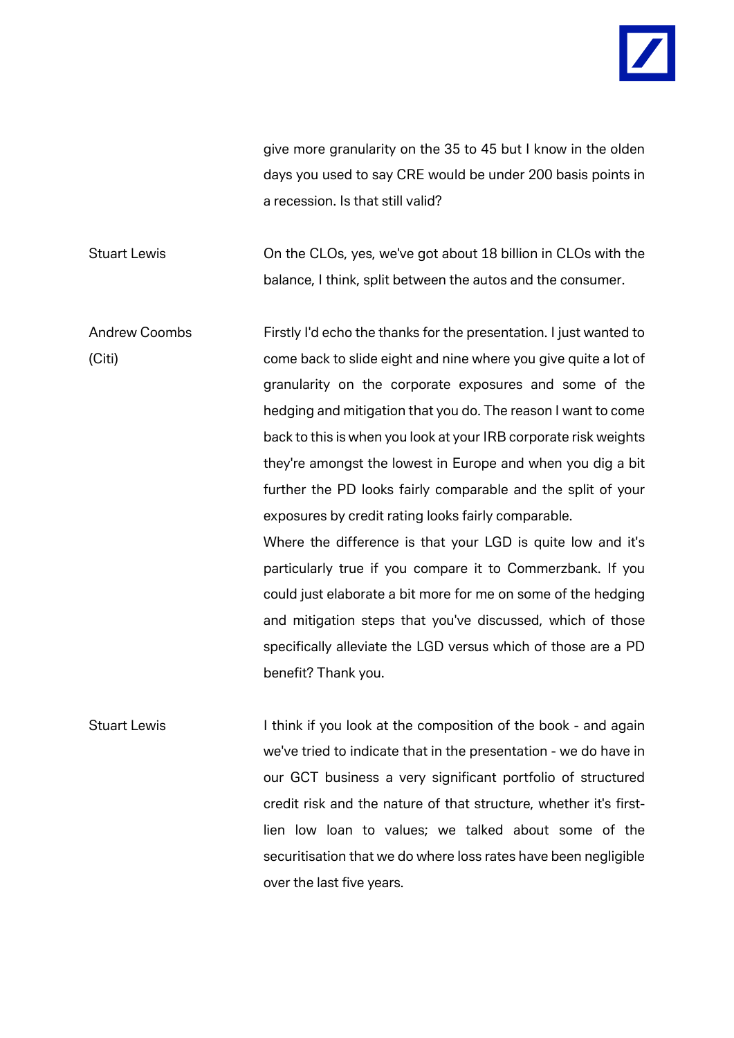give more granularity on the 35 to 45 but I know in the olden days you used to say CRE would be under 200 basis points in a recession. Is that still valid?

**Stuart Lewis**

On the CLOs, yes, we've got about 18 billion in CLOs with the balance, I think, split between the autos and the consumer.

**Andrew Coombs (Citi)**

Firstly I'd echo the thanks for the presentation. I just wanted to come back to slide eight and nine where you give quite a lot of granularity on the corporate exposures and some of the hedging and mitigation that you do. The reason I want to come back to this is when you look at your IRB corporate risk weights they're amongst the lowest in Europe and when you dig a bit further the PD looks fairly comparable and the split of your exposures by credit rating looks fairly comparable.

Where the difference is that your LGD is quite low and it's particularly true if you compare it to Commerzbank. If you could just elaborate a bit more for me on some of the hedging and mitigation steps that you've discussed, which of those specifically alleviate the LGD versus which of those are a PD benefit? Thank you.

**Stuart Lewis**

I think if you look at the composition of the book - and again we've tried to indicate that in the presentation - we do have in our GCT business a very significant portfolio of structured credit risk and the nature of that structure, whether it's first-lien low loan to values; we talked about some of the securitisation that we do where loss rates have been negligible over the last five years.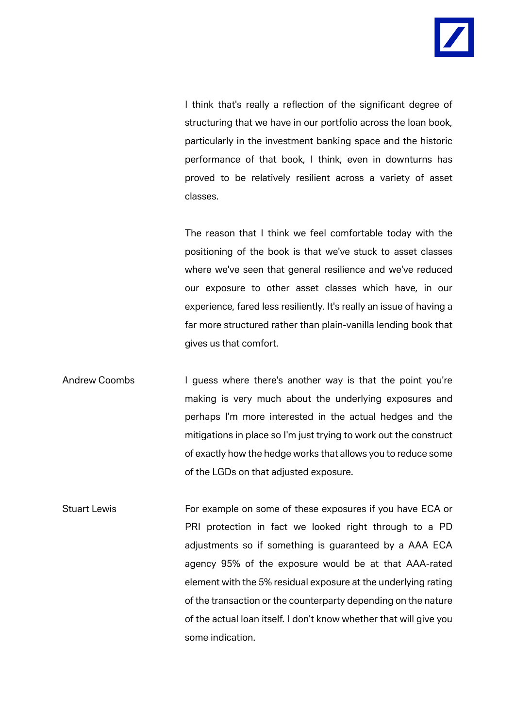I think that's really a reflection of the significant degree of structuring that we have in our portfolio across the loan book, particularly in the investment banking space and the historic performance of that book, I think, even in downturns has proved to be relatively resilient across a variety of asset classes.

The reason that I think we feel comfortable today with the positioning of the book is that we've stuck to asset classes where we've seen that general resilience and we've reduced our exposure to other asset classes which have, in our experience, fared less resiliently. It's really an issue of having a far more structured rather than plain-vanilla lending book that gives us that comfort.

**Andrew Coombs** I guess where there's another way is that the point you're making is very much about the underlying exposures and perhaps I'm more interested in the actual hedges and the mitigations in place so I'm just trying to work out the construct of exactly how the hedge works that allows you to reduce some of the LGDs on that adjusted exposure.

**Stuart Lewis** For example on some of these exposures if you have ECA or PRI protection in fact we looked right through to a PD adjustments so if something is guaranteed by a AAA ECA agency 95% of the exposure would be at that AAA-rated element with the 5% residual exposure at the underlying rating of the transaction or the counterparty depending on the nature of the actual loan itself. I don't know whether that will give you some indication.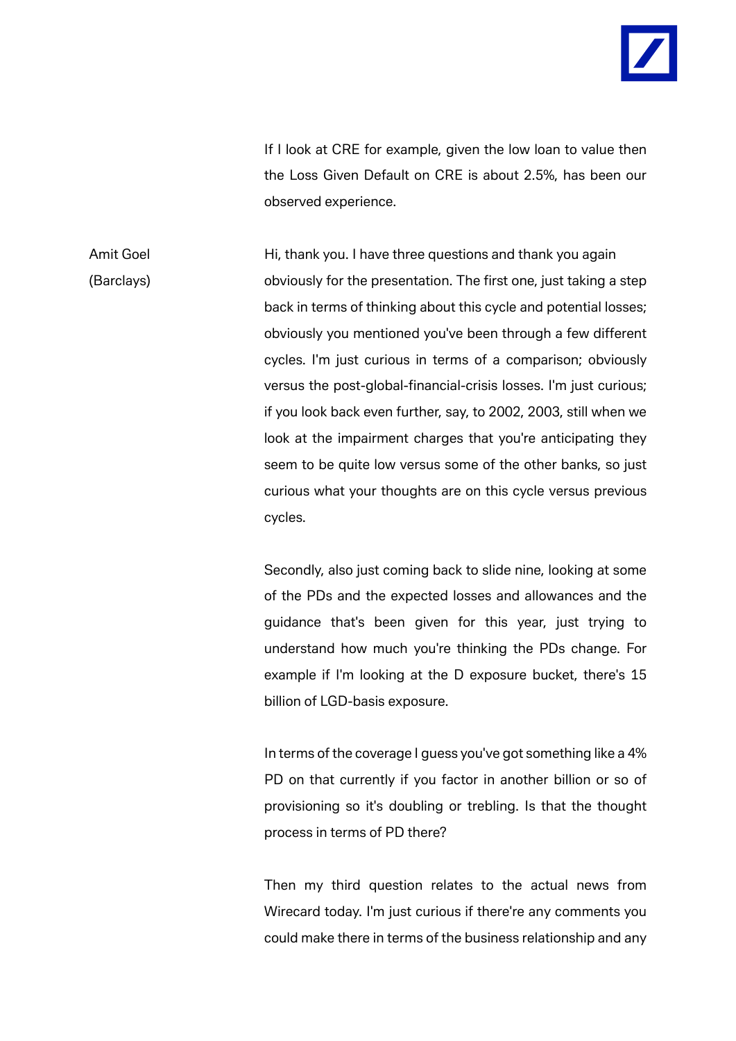If I look at CRE for example, given the low loan to value then the Loss Given Default on CRE is about 2.5%, has been our observed experience.

**Amit Goel (Barclays)**

Hi, thank you. I have three questions and thank you again obviously for the presentation. The first one, just taking a step back in terms of thinking about this cycle and potential losses; obviously you mentioned you've been through a few different cycles. I'm just curious in terms of a comparison; obviously versus the post-global-financial-crisis losses. I'm just curious; if you look back even further, say, to 2002, 2003, still when we look at the impairment charges that you're anticipating they seem to be quite low versus some of the other banks, so just curious what your thoughts are on this cycle versus previous cycles.

Secondly, also just coming back to slide nine, looking at some of the PDs and the expected losses and allowances and the guidance that's been given for this year, just trying to understand how much you're thinking the PDs change. For example if I'm looking at the D exposure bucket, there's 15 billion of LGD-basis exposure.

In terms of the coverage I guess you've got something like a 4% PD on that currently if you factor in another billion or so of provisioning so it's doubling or trebling. Is that the thought process in terms of PD there?

Then my third question relates to the actual news from Wirecard today. I'm just curious if there're any comments you could make there in terms of the business relationship and any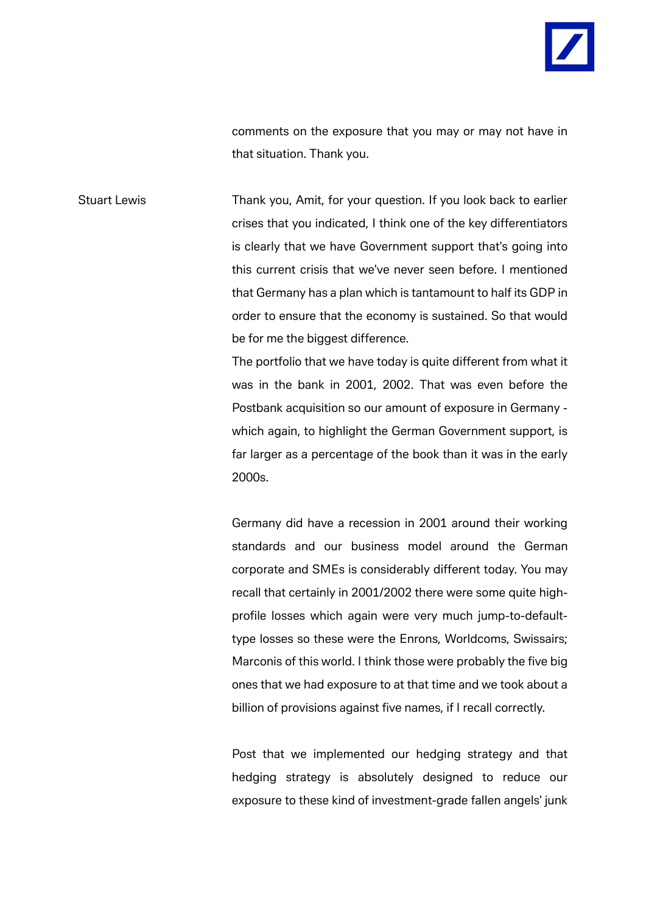comments on the exposure that you may or may not have in that situation. Thank you.

Stuart Lewis

Thank you, Amit, for your question. If you look back to earlier crises that you indicated, I think one of the key differentiators is clearly that we have Government support that's going into this current crisis that we've never seen before. I mentioned that Germany has a plan which is tantamount to half its GDP in order to ensure that the economy is sustained. So that would be for me the biggest difference.

The portfolio that we have today is quite different from what it was in the bank in 2001, 2002. That was even before the Postbank acquisition so our amount of exposure in Germany - which again, to highlight the German Government support, is far larger as a percentage of the book than it was in the early 2000s.

Germany did have a recession in 2001 around their working standards and our business model around the German corporate and SMEs is considerably different today. You may recall that certainly in 2001/2002 there were some quite high-profile losses which again were very much jump-to-default-type losses so these were the Enrons, Worldcoms, Swissairs; Marconis of this world. I think those were probably the five big ones that we had exposure to at that time and we took about a billion of provisions against five names, if I recall correctly.

Post that we implemented our hedging strategy and that hedging strategy is absolutely designed to reduce our exposure to these kind of investment-grade fallen angels' junk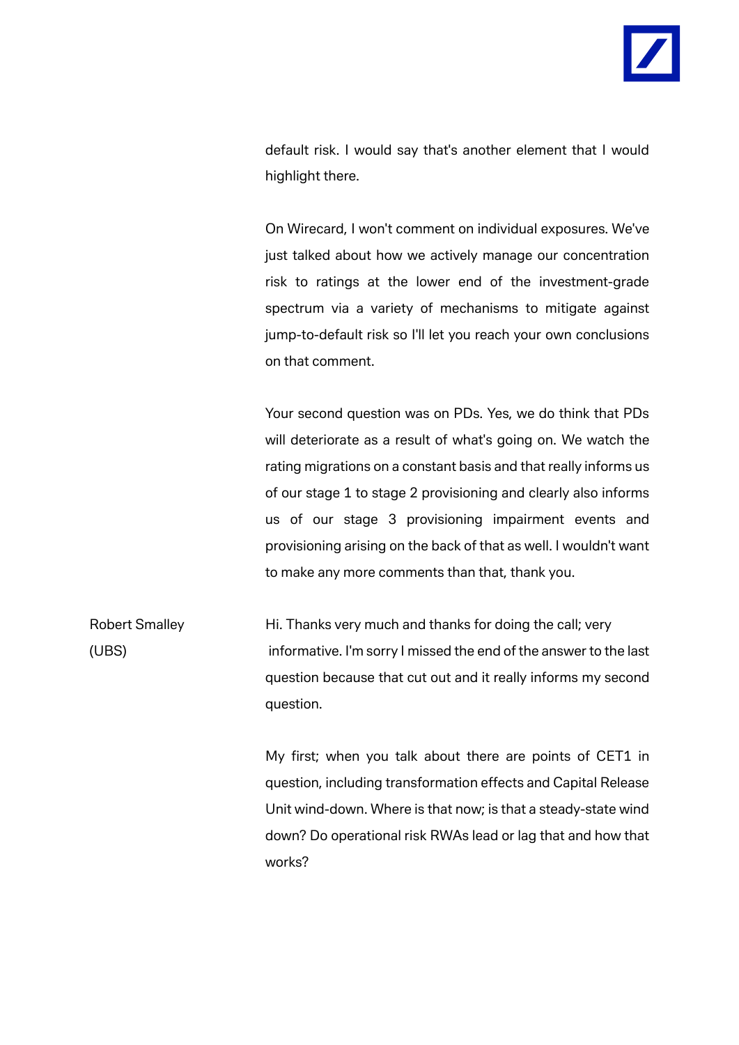default risk. I would say that's another element that I would highlight there.

On Wirecard, I won't comment on individual exposures. We've just talked about how we actively manage our concentration risk to ratings at the lower end of the investment-grade spectrum via a variety of mechanisms to mitigate against jump-to-default risk so I'll let you reach your own conclusions on that comment.

Your second question was on PDs. Yes, we do think that PDs will deteriorate as a result of what's going on. We watch the rating migrations on a constant basis and that really informs us of our stage 1 to stage 2 provisioning and clearly also informs us of our stage 3 provisioning impairment events and provisioning arising on the back of that as well. I wouldn't want to make any more comments than that, thank you.

Robert Smalley (UBS)

Hi. Thanks very much and thanks for doing the call; very informative. I'm sorry I missed the end of the answer to the last question because that cut out and it really informs my second question.

My first; when you talk about there are points of CET1 in question, including transformation effects and Capital Release Unit wind-down. Where is that now; is that a steady-state wind down? Do operational risk RWAs lead or lag that and how that works?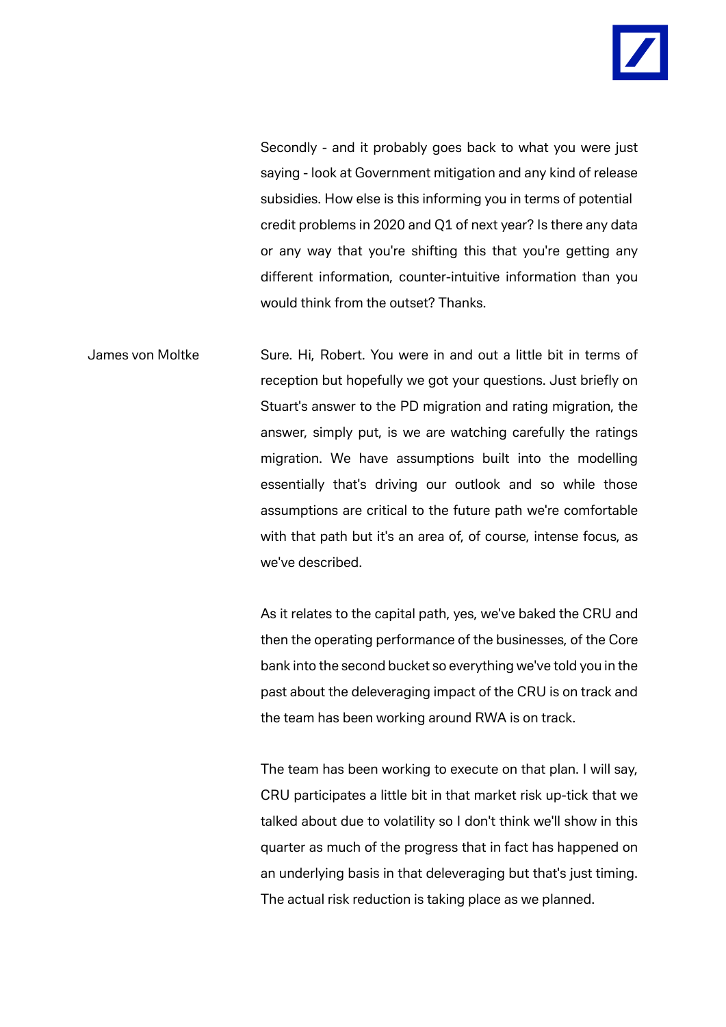Secondly - and it probably goes back to what you were just saying - look at Government mitigation and any kind of release subsidies. How else is this informing you in terms of potential credit problems in 2020 and Q1 of next year? Is there any data or any way that you're shifting this that you're getting any different information, counter-intuitive information than you would think from the outset? Thanks.

James von Moltke

Sure. Hi, Robert. You were in and out a little bit in terms of reception but hopefully we got your questions. Just briefly on Stuart's answer to the PD migration and rating migration, the answer, simply put, is we are watching carefully the ratings migration. We have assumptions built into the modelling essentially that's driving our outlook and so while those assumptions are critical to the future path we're comfortable with that path but it's an area of, of course, intense focus, as we've described.

As it relates to the capital path, yes, we've baked the CRU and then the operating performance of the businesses, of the Core bank into the second bucket so everything we've told you in the past about the deleveraging impact of the CRU is on track and the team has been working around RWA is on track.

The team has been working to execute on that plan. I will say, CRU participates a little bit in that market risk up-tick that we talked about due to volatility so I don't think we'll show in this quarter as much of the progress that in fact has happened on an underlying basis in that deleveraging but that's just timing. The actual risk reduction is taking place as we planned.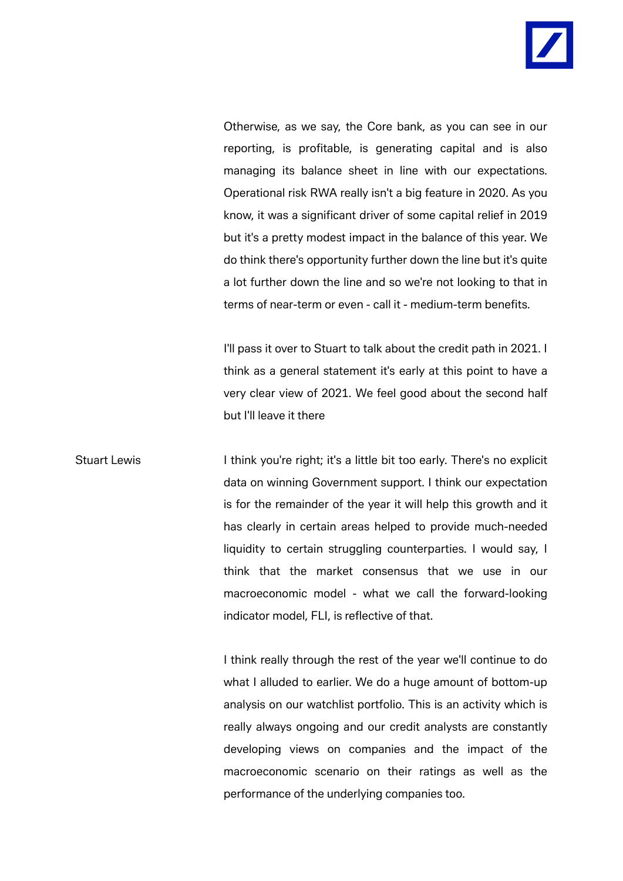Otherwise, as we say, the Core bank, as you can see in our reporting, is profitable, is generating capital and is also managing its balance sheet in line with our expectations. Operational risk RWA really isn't a big feature in 2020. As you know, it was a significant driver of some capital relief in 2019 but it's a pretty modest impact in the balance of this year. We do think there's opportunity further down the line but it's quite a lot further down the line and so we're not looking to that in terms of near-term or even - call it - medium-term benefits.

I'll pass it over to Stuart to talk about the credit path in 2021. I think as a general statement it's early at this point to have a very clear view of 2021. We feel good about the second half but I'll leave it there

**Stuart Lewis**

I think you're right; it's a little bit too early. There's no explicit data on winning Government support. I think our expectation is for the remainder of the year it will help this growth and it has clearly in certain areas helped to provide much-needed liquidity to certain struggling counterparties. I would say, I think that the market consensus that we use in our macroeconomic model - what we call the forward-looking indicator model, FLI, is reflective of that.

I think really through the rest of the year we'll continue to do what I alluded to earlier. We do a huge amount of bottom-up analysis on our watchlist portfolio. This is an activity which is really always ongoing and our credit analysts are constantly developing views on companies and the impact of the macroeconomic scenario on their ratings as well as the performance of the underlying companies too.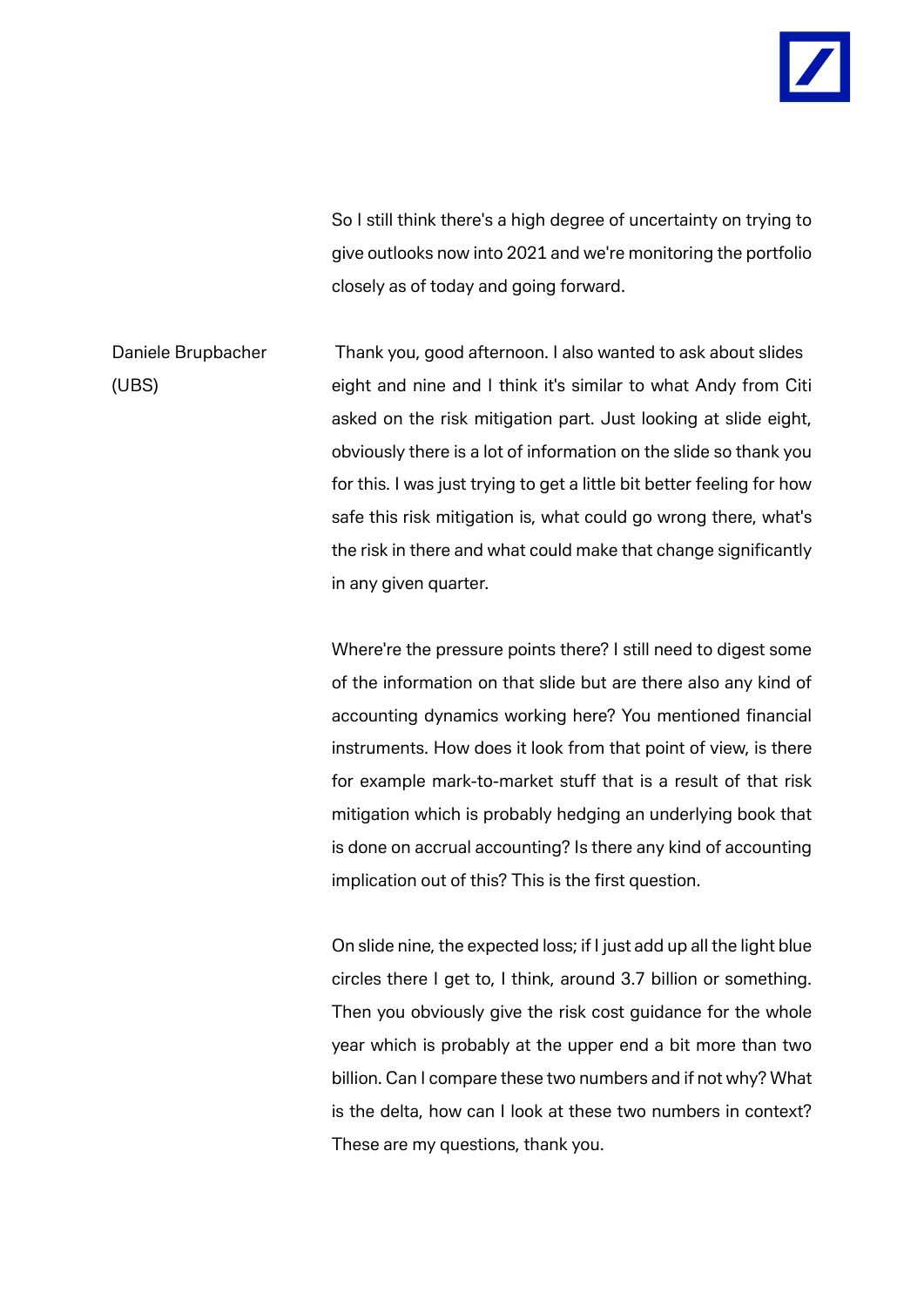So I still think there's a high degree of uncertainty on trying to give outlooks now into 2021 and we're monitoring the portfolio closely as of today and going forward.

Daniele Brupbacher (UBS)

Thank you, good afternoon. I also wanted to ask about slides eight and nine and I think it's similar to what Andy from Citi asked on the risk mitigation part. Just looking at slide eight, obviously there is a lot of information on the slide so thank you for this. I was just trying to get a little bit better feeling for how safe this risk mitigation is, what could go wrong there, what's the risk in there and what could make that change significantly in any given quarter.

Where're the pressure points there? I still need to digest some of the information on that slide but are there also any kind of accounting dynamics working here? You mentioned financial instruments. How does it look from that point of view, is there for example mark-to-market stuff that is a result of that risk mitigation which is probably hedging an underlying book that is done on accrual accounting? Is there any kind of accounting implication out of this? This is the first question.

On slide nine, the expected loss; if I just add up all the light blue circles there I get to, I think, around 3.7 billion or something. Then you obviously give the risk cost guidance for the whole year which is probably at the upper end a bit more than two billion. Can I compare these two numbers and if not why? What is the delta, how can I look at these two numbers in context? These are my questions, thank you.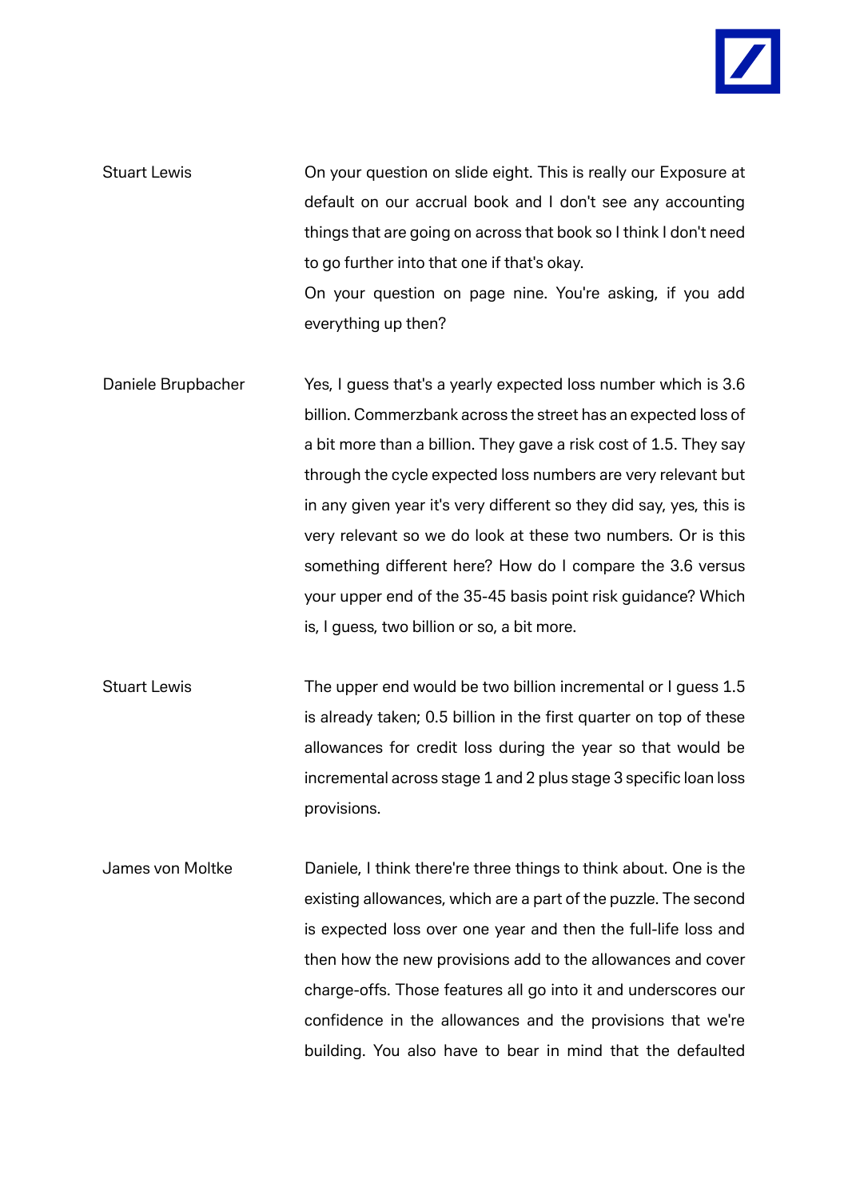Stuart Lewis

On your question on slide eight. This is really our Exposure at default on our accrual book and I don't see any accounting things that are going on across that book so I think I don't need to go further into that one if that's okay.

On your question on page nine. You're asking, if you add everything up then?

Daniele Brupbacher

Yes, I guess that's a yearly expected loss number which is 3.6 billion. Commerzbank across the street has an expected loss of a bit more than a billion. They gave a risk cost of 1.5. They say through the cycle expected loss numbers are very relevant but in any given year it's very different so they did say, yes, this is very relevant so we do look at these two numbers. Or is this something different here? How do I compare the 3.6 versus your upper end of the 35-45 basis point risk guidance? Which is, I guess, two billion or so, a bit more.

Stuart Lewis

The upper end would be two billion incremental or I guess 1.5 is already taken; 0.5 billion in the first quarter on top of these allowances for credit loss during the year so that would be incremental across stage 1 and 2 plus stage 3 specific loan loss provisions.

James von Moltke

Daniele, I think there're three things to think about. One is the existing allowances, which are a part of the puzzle. The second is expected loss over one year and then the full-life loss and then how the new provisions add to the allowances and cover charge-offs. Those features all go into it and underscores our confidence in the allowances and the provisions that we're building. You also have to bear in mind that the defaulted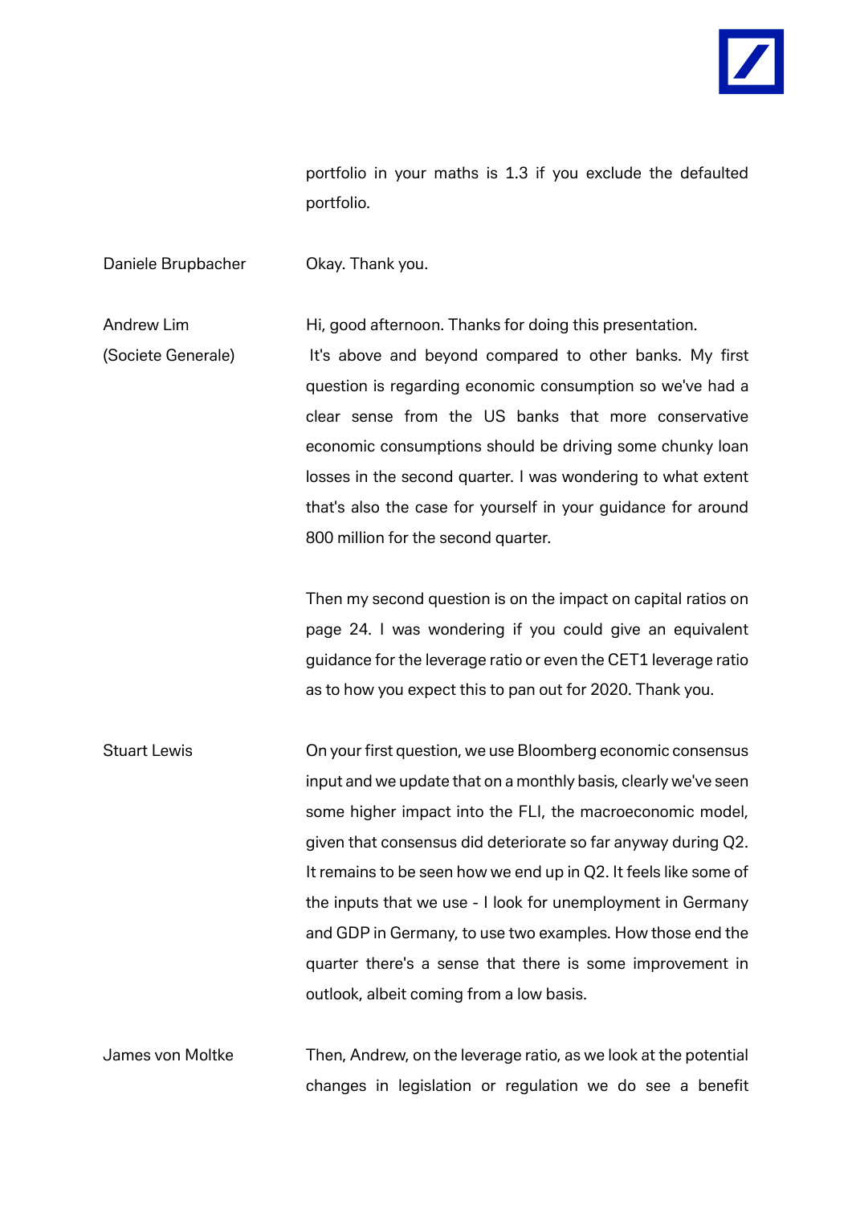portfolio in your maths is 1.3 if you exclude the defaulted portfolio.

**Daniele Brupbacher** Okay. Thank you.

**Andrew Lim (Societe Generale)** Hi, good afternoon. Thanks for doing this presentation. It's above and beyond compared to other banks. My first question is regarding economic consumption so we've had a clear sense from the US banks that more conservative economic consumptions should be driving some chunky loan losses in the second quarter. I was wondering to what extent that's also the case for yourself in your guidance for around 800 million for the second quarter.

Then my second question is on the impact on capital ratios on page 24. I was wondering if you could give an equivalent guidance for the leverage ratio or even the CET1 leverage ratio as to how you expect this to pan out for 2020. Thank you.

**Stuart Lewis** On your first question, we use Bloomberg economic consensus input and we update that on a monthly basis, clearly we've seen some higher impact into the FLI, the macroeconomic model, given that consensus did deteriorate so far anyway during Q2. It remains to be seen how we end up in Q2. It feels like some of the inputs that we use - I look for unemployment in Germany and GDP in Germany, to use two examples. How those end the quarter there's a sense that there is some improvement in outlook, albeit coming from a low basis.

**James von Moltke** Then, Andrew, on the leverage ratio, as we look at the potential changes in legislation or regulation we do see a benefit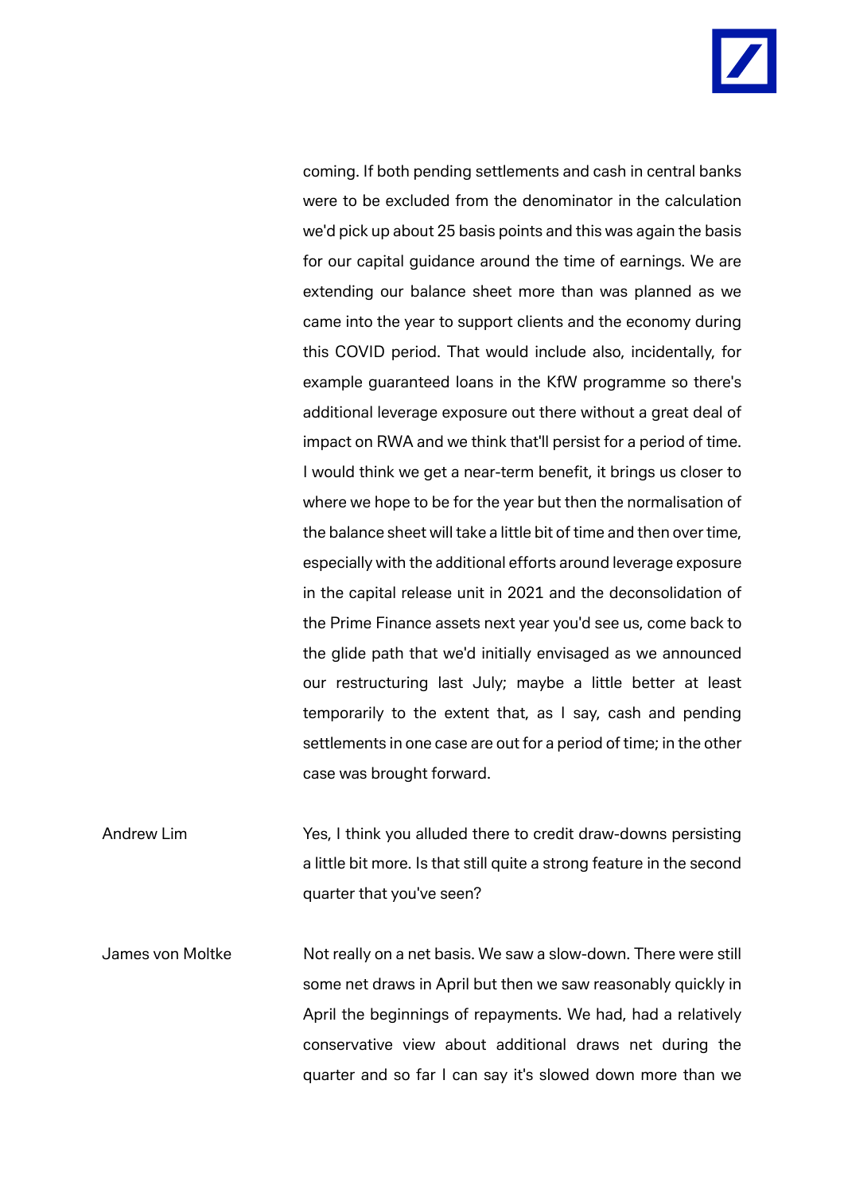coming. If both pending settlements and cash in central banks were to be excluded from the denominator in the calculation we'd pick up about 25 basis points and this was again the basis for our capital guidance around the time of earnings. We are extending our balance sheet more than was planned as we came into the year to support clients and the economy during this COVID period. That would include also, incidentally, for example guaranteed loans in the KfW programme so there's additional leverage exposure out there without a great deal of impact on RWA and we think that'll persist for a period of time. I would think we get a near-term benefit, it brings us closer to where we hope to be for the year but then the normalisation of the balance sheet will take a little bit of time and then over time, especially with the additional efforts around leverage exposure in the capital release unit in 2021 and the deconsolidation of the Prime Finance assets next year you'd see us, come back to the glide path that we'd initially envisaged as we announced our restructuring last July; maybe a little better at least temporarily to the extent that, as I say, cash and pending settlements in one case are out for a period of time; in the other case was brought forward.

Andrew Lim: Yes, I think you alluded there to credit draw-downs persisting a little bit more. Is that still quite a strong feature in the second quarter that you've seen?

James von Moltke: Not really on a net basis. We saw a slow-down. There were still some net draws in April but then we saw reasonably quickly in April the beginnings of repayments. We had, had a relatively conservative view about additional draws net during the quarter and so far I can say it's slowed down more than we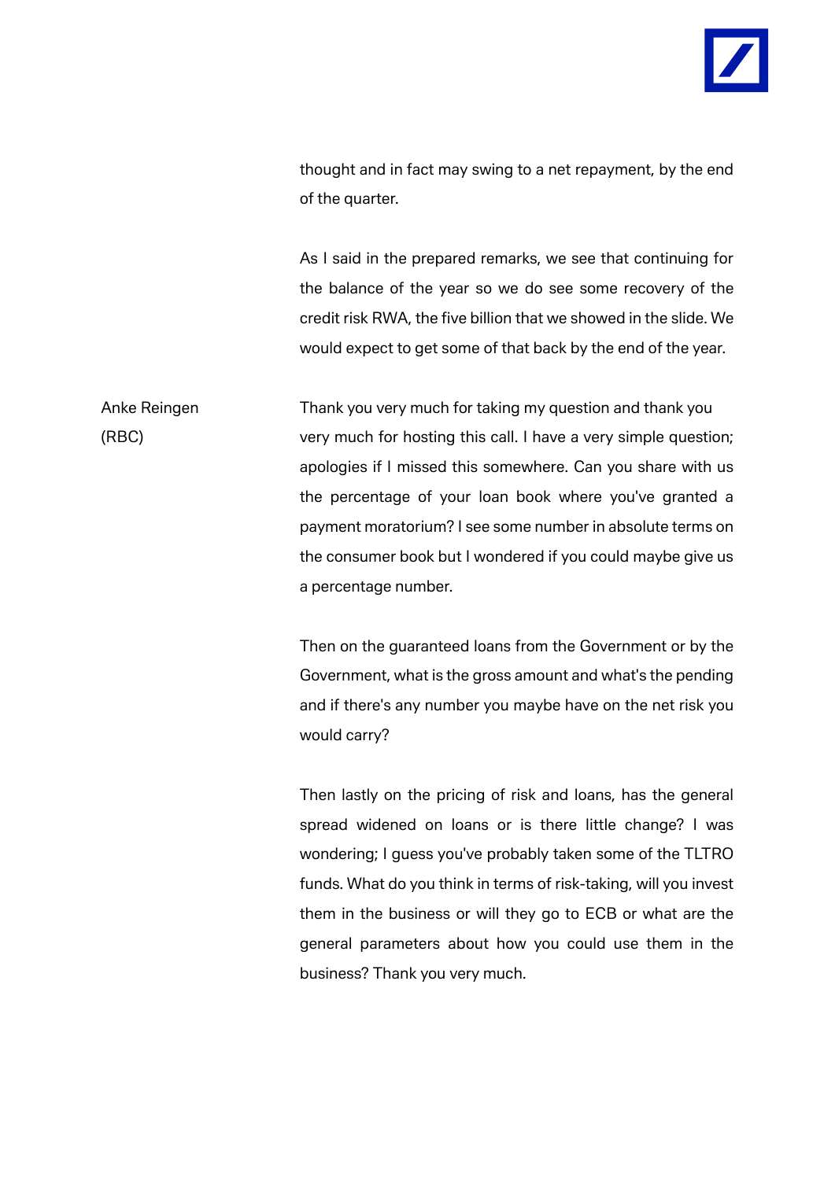thought and in fact may swing to a net repayment, by the end of the quarter.

As I said in the prepared remarks, we see that continuing for the balance of the year so we do see some recovery of the credit risk RWA, the five billion that we showed in the slide. We would expect to get some of that back by the end of the year.

**Anke Reingen (RBC)**

Thank you very much for taking my question and thank you very much for hosting this call. I have a very simple question; apologies if I missed this somewhere. Can you share with us the percentage of your loan book where you've granted a payment moratorium? I see some number in absolute terms on the consumer book but I wondered if you could maybe give us a percentage number.

Then on the guaranteed loans from the Government or by the Government, what is the gross amount and what's the pending and if there's any number you maybe have on the net risk you would carry?

Then lastly on the pricing of risk and loans, has the general spread widened on loans or is there little change? I was wondering; I guess you've probably taken some of the TLTRO funds. What do you think in terms of risk-taking, will you invest them in the business or will they go to ECB or what are the general parameters about how you could use them in the business? Thank you very much.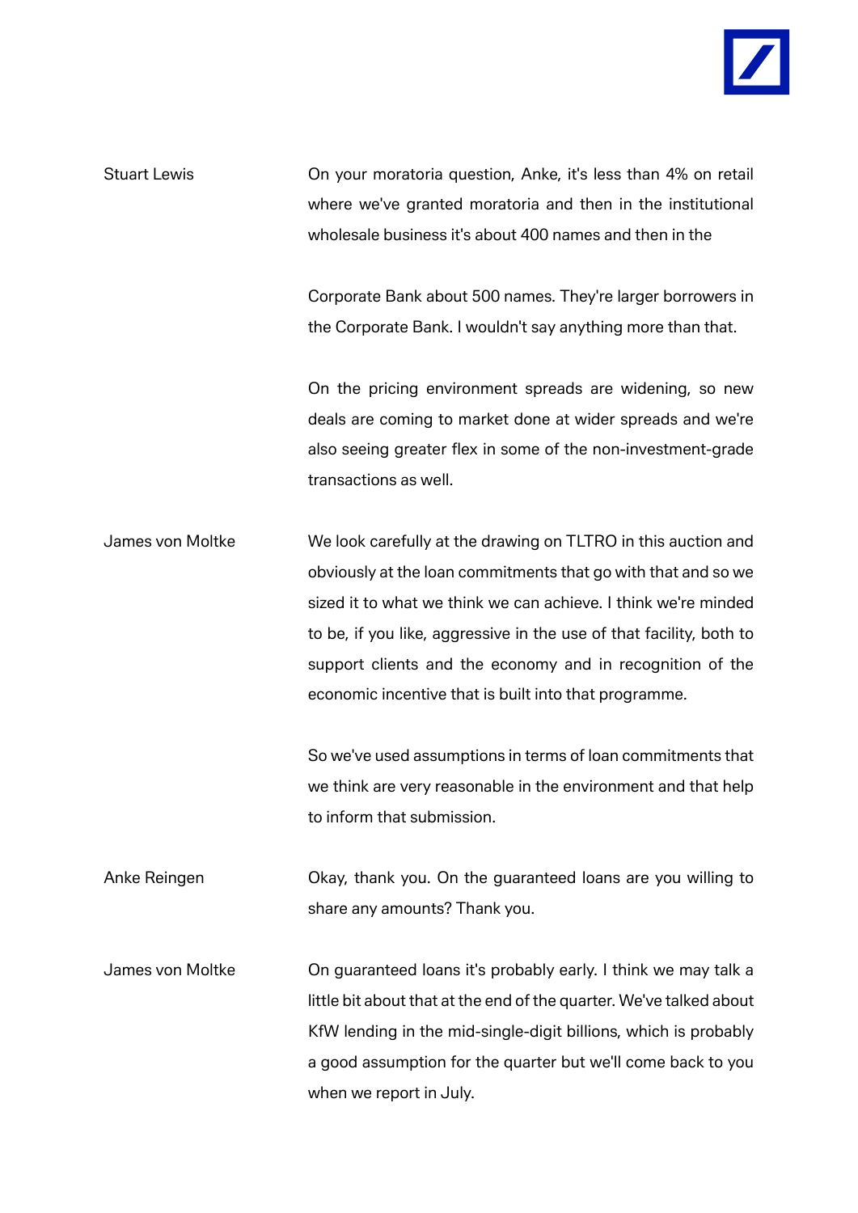**Stuart Lewis**

On your moratoria question, Anke, it's less than 4% on retail where we've granted moratoria and then in the institutional wholesale business it's about 400 names and then in the

Corporate Bank about 500 names. They're larger borrowers in the Corporate Bank. I wouldn't say anything more than that.

On the pricing environment spreads are widening, so new deals are coming to market done at wider spreads and we're also seeing greater flex in some of the non-investment-grade transactions as well.

**James von Moltke**

We look carefully at the drawing on TLTRO in this auction and obviously at the loan commitments that go with that and so we sized it to what we think we can achieve. I think we're minded to be, if you like, aggressive in the use of that facility, both to support clients and the economy and in recognition of the economic incentive that is built into that programme.

So we've used assumptions in terms of loan commitments that we think are very reasonable in the environment and that help to inform that submission.

**Anke Reingen**

Okay, thank you. On the guaranteed loans are you willing to share any amounts? Thank you.

**James von Moltke**

On guaranteed loans it's probably early. I think we may talk a little bit about that at the end of the quarter. We've talked about KfW lending in the mid-single-digit billions, which is probably a good assumption for the quarter but we'll come back to you when we report in July.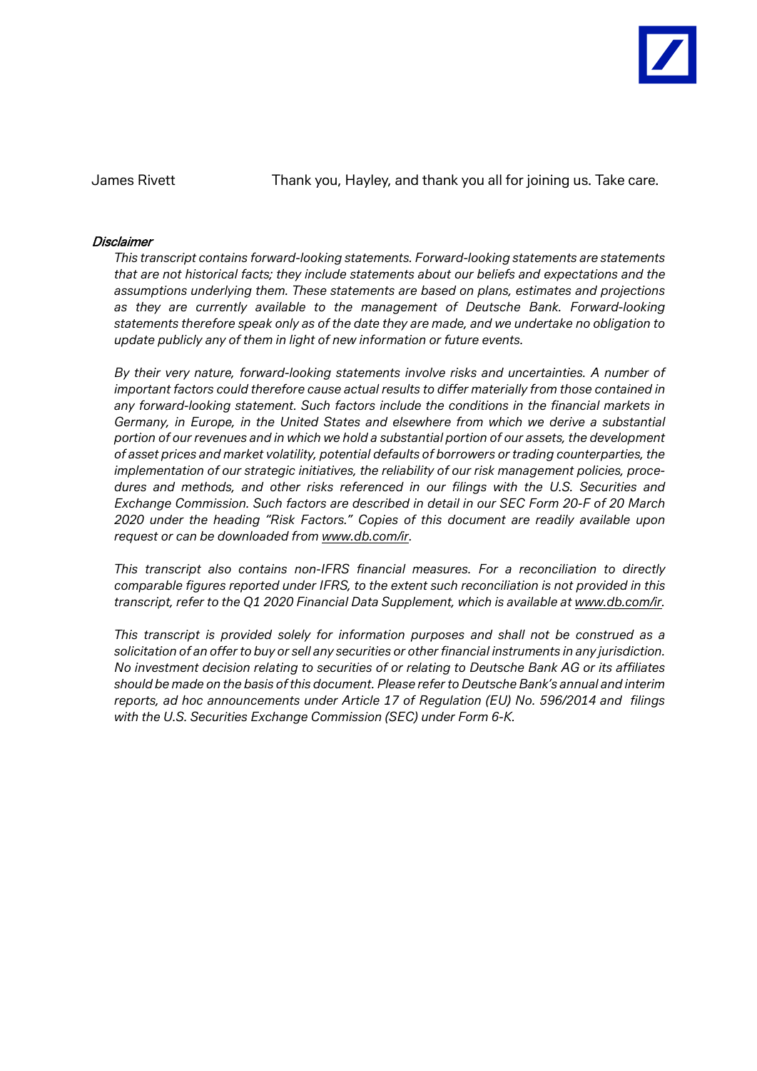James Rivett Thank you, Hayley, and thank you all for joining us. Take care.

***Disclaimer***

*This transcript contains forward-looking statements. Forward-looking statements are statements that are not historical facts; they include statements about our beliefs and expectations and the assumptions underlying them. These statements are based on plans, estimates and projections as they are currently available to the management of Deutsche Bank. Forward-looking statements therefore speak only as of the date they are made, and we undertake no obligation to update publicly any of them in light of new information or future events.*

*By their very nature, forward-looking statements involve risks and uncertainties. A number of important factors could therefore cause actual results to differ materially from those contained in any forward-looking statement. Such factors include the conditions in the financial markets in Germany, in Europe, in the United States and elsewhere from which we derive a substantial portion of our revenues and in which we hold a substantial portion of our assets, the development of asset prices and market volatility, potential defaults of borrowers or trading counterparties, the implementation of our strategic initiatives, the reliability of our risk management policies, procedures and methods, and other risks referenced in our filings with the U.S. Securities and Exchange Commission. Such factors are described in detail in our SEC Form 20-F of 20 March 2020 under the heading "Risk Factors." Copies of this document are readily available upon request or can be downloaded from www.db.com/ir.*

*This transcript also contains non-IFRS financial measures. For a reconciliation to directly comparable figures reported under IFRS, to the extent such reconciliation is not provided in this transcript, refer to the Q1 2020 Financial Data Supplement, which is available at www.db.com/ir.*

*This transcript is provided solely for information purposes and shall not be construed as a solicitation of an offer to buy or sell any securities or other financial instruments in any jurisdiction. No investment decision relating to securities of or relating to Deutsche Bank AG or its affiliates should be made on the basis of this document. Please refer to Deutsche Bank's annual and interim reports, ad hoc announcements under Article 17 of Regulation (EU) No. 596/2014 and filings with the U.S. Securities Exchange Commission (SEC) under Form 6-K.*